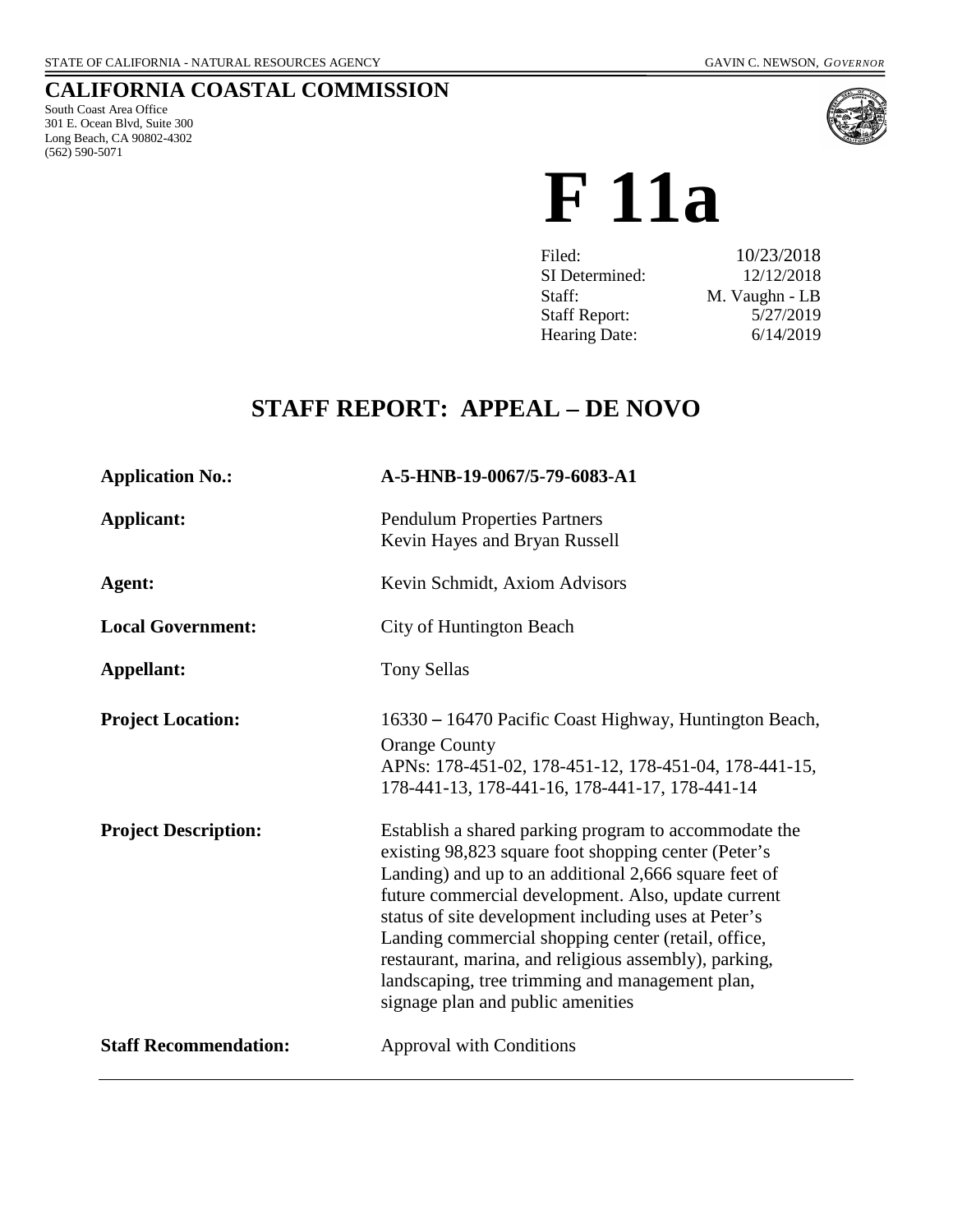STATE OF CALIFORNIA - NATURAL RESOURCES AGENCY GAVIN C. NEWSON, *GOVERNOR*

## CALIFORNIA COASTAL COMMISSION

South Coast Area Office
301 E. Ocean Blvd, Suite 300
Long Beach, CA 90802-4302
(562) 590-5071

# F 11a

| | |
|---|---|
| Filed: | 10/23/2018 |
| SI Determined: | 12/12/2018 |
| Staff: | M. Vaughn - LB |
| Staff Report: | 5/27/2019 |
| Hearing Date: | 6/14/2019 |

## STAFF REPORT: APPEAL – DE NOVO

| | |
|---|---|
| **Application No.:** | **A-5-HNB-19-0067/5-79-6083-A1** |
| **Applicant:** | Pendulum Properties Partners<br>Kevin Hayes and Bryan Russell |
| **Agent:** | Kevin Schmidt, Axiom Advisors |
| **Local Government:** | City of Huntington Beach |
| **Appellant:** | Tony Sellas |
| **Project Location:** | 16330 – 16470 Pacific Coast Highway, Huntington Beach, Orange County<br>APNs: 178-451-02, 178-451-12, 178-451-04, 178-441-15, 178-441-13, 178-441-16, 178-441-17, 178-441-14 |
| **Project Description:** | Establish a shared parking program to accommodate the existing 98,823 square foot shopping center (Peter's Landing) and up to an additional 2,666 square feet of future commercial development. Also, update current status of site development including uses at Peter's Landing commercial shopping center (retail, office, restaurant, marina, and religious assembly), parking, landscaping, tree trimming and management plan, signage plan and public amenities |
| **Staff Recommendation:** | Approval with Conditions |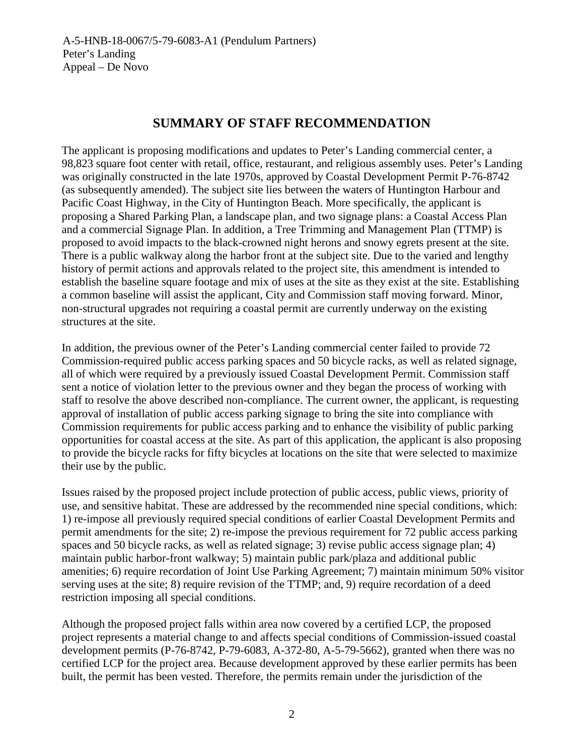## SUMMARY OF STAFF RECOMMENDATION

The applicant is proposing modifications and updates to Peter's Landing commercial center, a 98,823 square foot center with retail, office, restaurant, and religious assembly uses. Peter's Landing was originally constructed in the late 1970s, approved by Coastal Development Permit P-76-8742 (as subsequently amended). The subject site lies between the waters of Huntington Harbour and Pacific Coast Highway, in the City of Huntington Beach. More specifically, the applicant is proposing a Shared Parking Plan, a landscape plan, and two signage plans: a Coastal Access Plan and a commercial Signage Plan. In addition, a Tree Trimming and Management Plan (TTMP) is proposed to avoid impacts to the black-crowned night herons and snowy egrets present at the site. There is a public walkway along the harbor front at the subject site. Due to the varied and lengthy history of permit actions and approvals related to the project site, this amendment is intended to establish the baseline square footage and mix of uses at the site as they exist at the site. Establishing a common baseline will assist the applicant, City and Commission staff moving forward. Minor, non-structural upgrades not requiring a coastal permit are currently underway on the existing structures at the site.

In addition, the previous owner of the Peter's Landing commercial center failed to provide 72 Commission-required public access parking spaces and 50 bicycle racks, as well as related signage, all of which were required by a previously issued Coastal Development Permit. Commission staff sent a notice of violation letter to the previous owner and they began the process of working with staff to resolve the above described non-compliance. The current owner, the applicant, is requesting approval of installation of public access parking signage to bring the site into compliance with Commission requirements for public access parking and to enhance the visibility of public parking opportunities for coastal access at the site. As part of this application, the applicant is also proposing to provide the bicycle racks for fifty bicycles at locations on the site that were selected to maximize their use by the public.

Issues raised by the proposed project include protection of public access, public views, priority of use, and sensitive habitat. These are addressed by the recommended nine special conditions, which: 1) re-impose all previously required special conditions of earlier Coastal Development Permits and permit amendments for the site; 2) re-impose the previous requirement for 72 public access parking spaces and 50 bicycle racks, as well as related signage; 3) revise public access signage plan; 4) maintain public harbor-front walkway; 5) maintain public park/plaza and additional public amenities; 6) require recordation of Joint Use Parking Agreement; 7) maintain minimum 50% visitor serving uses at the site; 8) require revision of the TTMP; and, 9) require recordation of a deed restriction imposing all special conditions.

Although the proposed project falls within area now covered by a certified LCP, the proposed project represents a material change to and affects special conditions of Commission-issued coastal development permits (P-76-8742, P-79-6083, A-372-80, A-5-79-5662), granted when there was no certified LCP for the project area. Because development approved by these earlier permits has been built, the permit has been vested. Therefore, the permits remain under the jurisdiction of the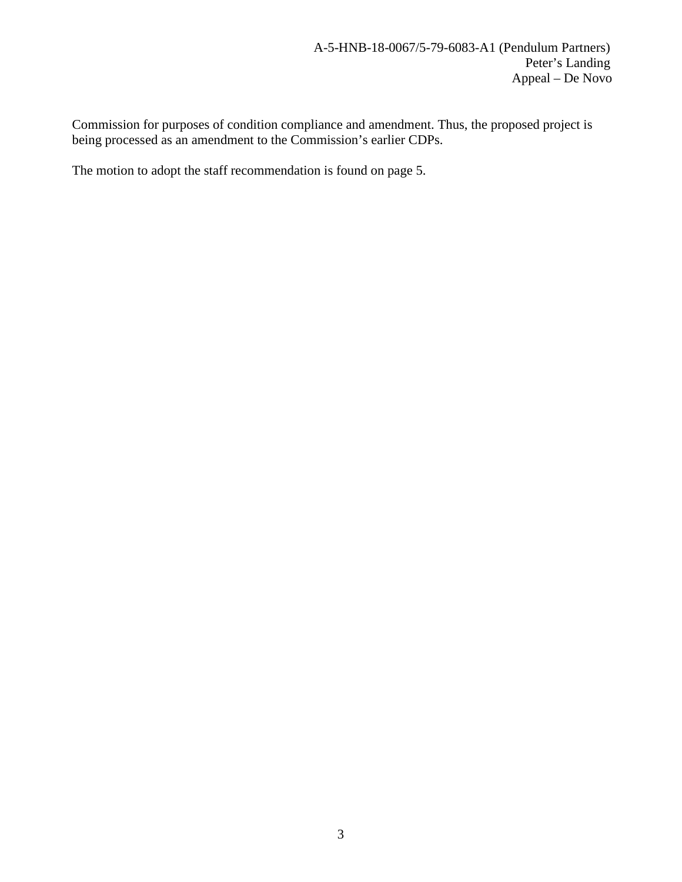Commission for purposes of condition compliance and amendment. Thus, the proposed project is being processed as an amendment to the Commission's earlier CDPs.

The motion to adopt the staff recommendation is found on page 5.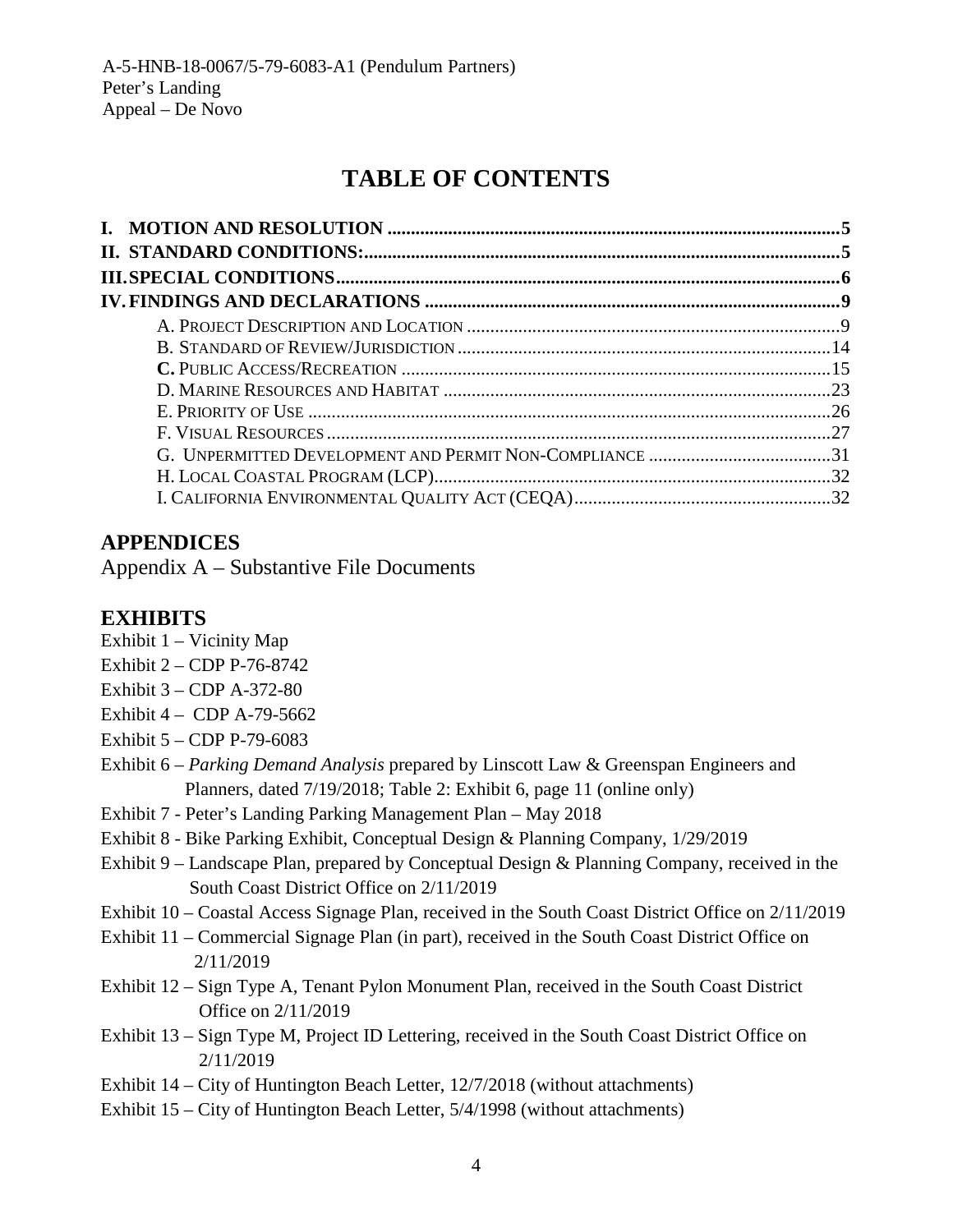# TABLE OF CONTENTS

**I. MOTION AND RESOLUTION** ....................................................................................................5
**II. STANDARD CONDITIONS:**...................................................................................................5
**III. SPECIAL CONDITIONS**.........................................................................................................6
**IV. FINDINGS AND DECLARATIONS** ......................................................................................9

- A. PROJECT DESCRIPTION AND LOCATION ..............................................................................9
- B. STANDARD OF REVIEW/JURISDICTION ...............................................................................14
- **C.** PUBLIC ACCESS/RECREATION ...........................................................................................15
- D. MARINE RESOURCES AND HABITAT ..................................................................................23
- E. PRIORITY OF USE ...............................................................................................................26
- F. VISUAL RESOURCES ...........................................................................................................27
- G. UNPERMITTED DEVELOPMENT AND PERMIT NON-COMPLIANCE .......................................31
- H. LOCAL COASTAL PROGRAM (LCP).....................................................................................32
- I. CALIFORNIA ENVIRONMENTAL QUALITY ACT (CEQA).......................................................32

## APPENDICES

Appendix A – Substantive File Documents

## EXHIBITS

Exhibit 1 – Vicinity Map
Exhibit 2 – CDP P-76-8742
Exhibit 3 – CDP A-372-80
Exhibit 4 – CDP A-79-5662
Exhibit 5 – CDP P-79-6083
Exhibit 6 – *Parking Demand Analysis* prepared by Linscott Law & Greenspan Engineers and Planners, dated 7/19/2018; Table 2: Exhibit 6, page 11 (online only)
Exhibit 7 - Peter's Landing Parking Management Plan – May 2018
Exhibit 8 - Bike Parking Exhibit, Conceptual Design & Planning Company, 1/29/2019
Exhibit 9 – Landscape Plan, prepared by Conceptual Design & Planning Company, received in the South Coast District Office on 2/11/2019
Exhibit 10 – Coastal Access Signage Plan, received in the South Coast District Office on 2/11/2019
Exhibit 11 – Commercial Signage Plan (in part), received in the South Coast District Office on 2/11/2019
Exhibit 12 – Sign Type A, Tenant Pylon Monument Plan, received in the South Coast District Office on 2/11/2019
Exhibit 13 – Sign Type M, Project ID Lettering, received in the South Coast District Office on 2/11/2019
Exhibit 14 – City of Huntington Beach Letter, 12/7/2018 (without attachments)
Exhibit 15 – City of Huntington Beach Letter, 5/4/1998 (without attachments)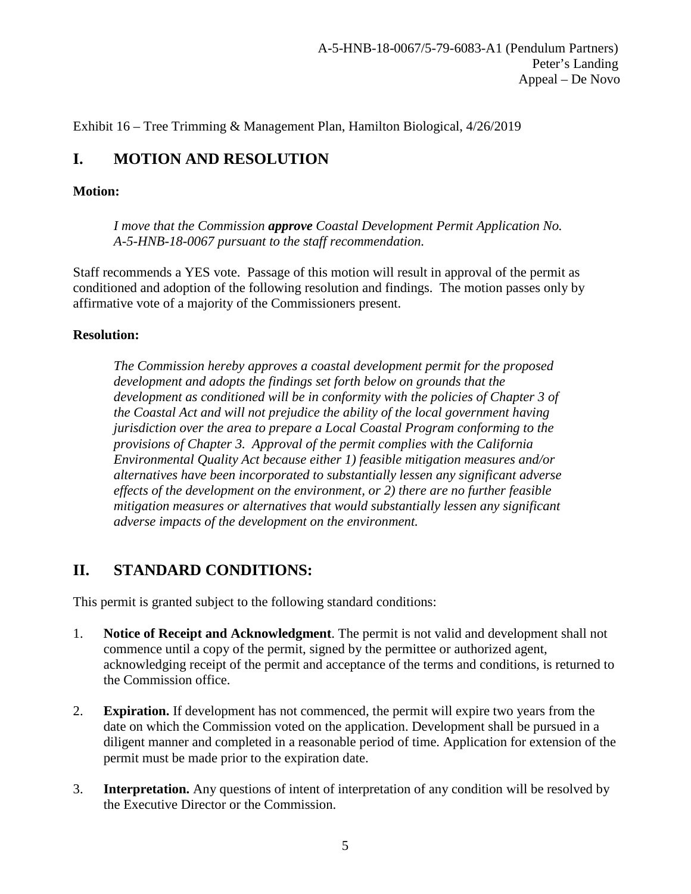Exhibit 16 – Tree Trimming & Management Plan, Hamilton Biological, 4/26/2019

## I. MOTION AND RESOLUTION

**Motion:**

> *I move that the Commission* ***approve*** *Coastal Development Permit Application No. A-5-HNB-18-0067 pursuant to the staff recommendation.*

Staff recommends a YES vote. Passage of this motion will result in approval of the permit as conditioned and adoption of the following resolution and findings. The motion passes only by affirmative vote of a majority of the Commissioners present.

**Resolution:**

> *The Commission hereby approves a coastal development permit for the proposed development and adopts the findings set forth below on grounds that the development as conditioned will be in conformity with the policies of Chapter 3 of the Coastal Act and will not prejudice the ability of the local government having jurisdiction over the area to prepare a Local Coastal Program conforming to the provisions of Chapter 3. Approval of the permit complies with the California Environmental Quality Act because either 1) feasible mitigation measures and/or alternatives have been incorporated to substantially lessen any significant adverse effects of the development on the environment, or 2) there are no further feasible mitigation measures or alternatives that would substantially lessen any significant adverse impacts of the development on the environment.*

## II. STANDARD CONDITIONS:

This permit is granted subject to the following standard conditions:

1. **Notice of Receipt and Acknowledgment**. The permit is not valid and development shall not commence until a copy of the permit, signed by the permittee or authorized agent, acknowledging receipt of the permit and acceptance of the terms and conditions, is returned to the Commission office.

2. **Expiration.** If development has not commenced, the permit will expire two years from the date on which the Commission voted on the application. Development shall be pursued in a diligent manner and completed in a reasonable period of time. Application for extension of the permit must be made prior to the expiration date.

3. **Interpretation.** Any questions of intent of interpretation of any condition will be resolved by the Executive Director or the Commission.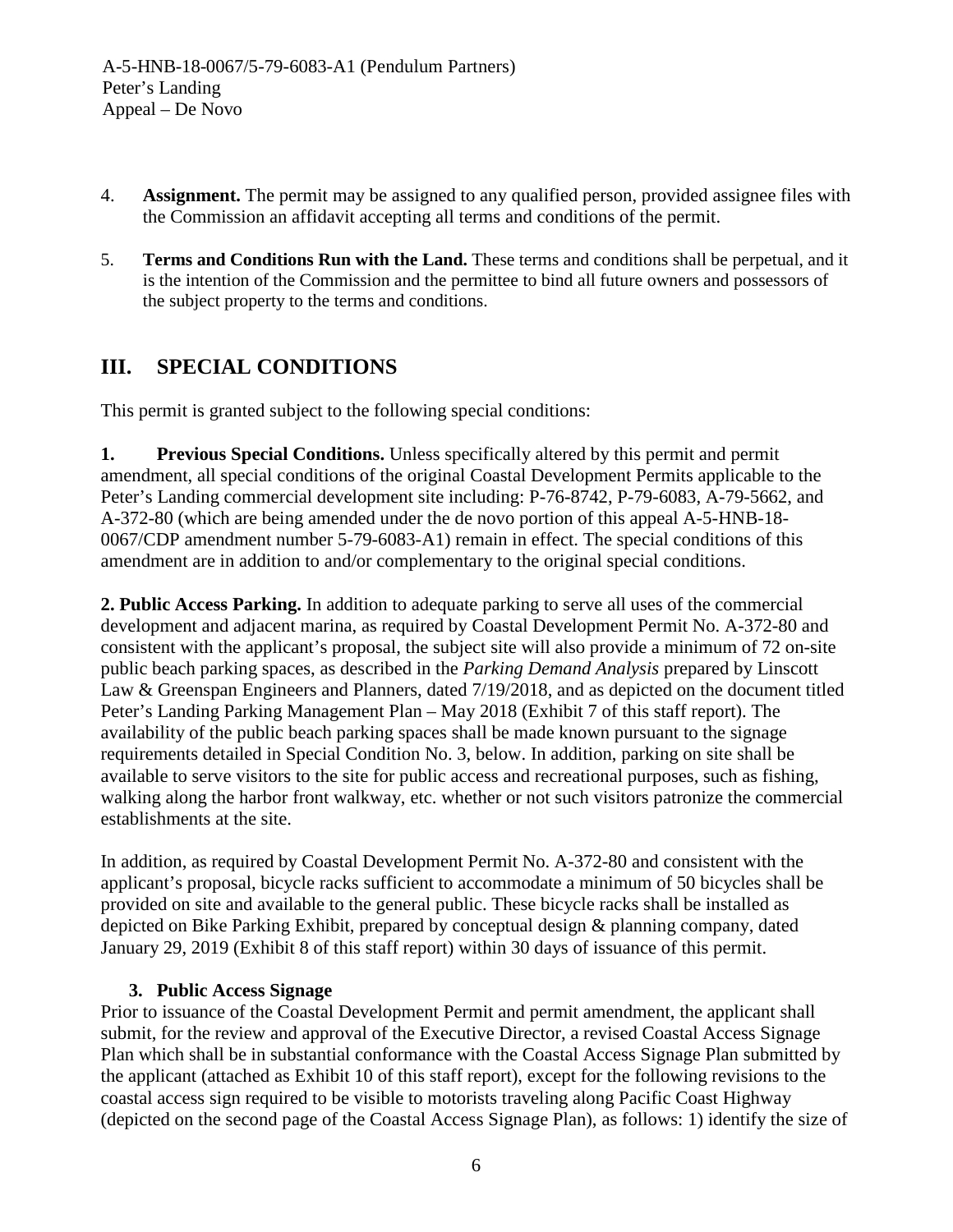4. **Assignment.** The permit may be assigned to any qualified person, provided assignee files with the Commission an affidavit accepting all terms and conditions of the permit.

5. **Terms and Conditions Run with the Land.** These terms and conditions shall be perpetual, and it is the intention of the Commission and the permittee to bind all future owners and possessors of the subject property to the terms and conditions.

## III. SPECIAL CONDITIONS

This permit is granted subject to the following special conditions:

**1. Previous Special Conditions.** Unless specifically altered by this permit and permit amendment, all special conditions of the original Coastal Development Permits applicable to the Peter's Landing commercial development site including: P-76-8742, P-79-6083, A-79-5662, and A-372-80 (which are being amended under the de novo portion of this appeal A-5-HNB-18-0067/CDP amendment number 5-79-6083-A1) remain in effect. The special conditions of this amendment are in addition to and/or complementary to the original special conditions.

**2. Public Access Parking.** In addition to adequate parking to serve all uses of the commercial development and adjacent marina, as required by Coastal Development Permit No. A-372-80 and consistent with the applicant's proposal, the subject site will also provide a minimum of 72 on-site public beach parking spaces, as described in the *Parking Demand Analysis* prepared by Linscott Law & Greenspan Engineers and Planners, dated 7/19/2018, and as depicted on the document titled Peter's Landing Parking Management Plan – May 2018 (Exhibit 7 of this staff report). The availability of the public beach parking spaces shall be made known pursuant to the signage requirements detailed in Special Condition No. 3, below. In addition, parking on site shall be available to serve visitors to the site for public access and recreational purposes, such as fishing, walking along the harbor front walkway, etc. whether or not such visitors patronize the commercial establishments at the site.

In addition, as required by Coastal Development Permit No. A-372-80 and consistent with the applicant's proposal, bicycle racks sufficient to accommodate a minimum of 50 bicycles shall be provided on site and available to the general public. These bicycle racks shall be installed as depicted on Bike Parking Exhibit, prepared by conceptual design & planning company, dated January 29, 2019 (Exhibit 8 of this staff report) within 30 days of issuance of this permit.

**3. Public Access Signage**

Prior to issuance of the Coastal Development Permit and permit amendment, the applicant shall submit, for the review and approval of the Executive Director, a revised Coastal Access Signage Plan which shall be in substantial conformance with the Coastal Access Signage Plan submitted by the applicant (attached as Exhibit 10 of this staff report), except for the following revisions to the coastal access sign required to be visible to motorists traveling along Pacific Coast Highway (depicted on the second page of the Coastal Access Signage Plan), as follows: 1) identify the size of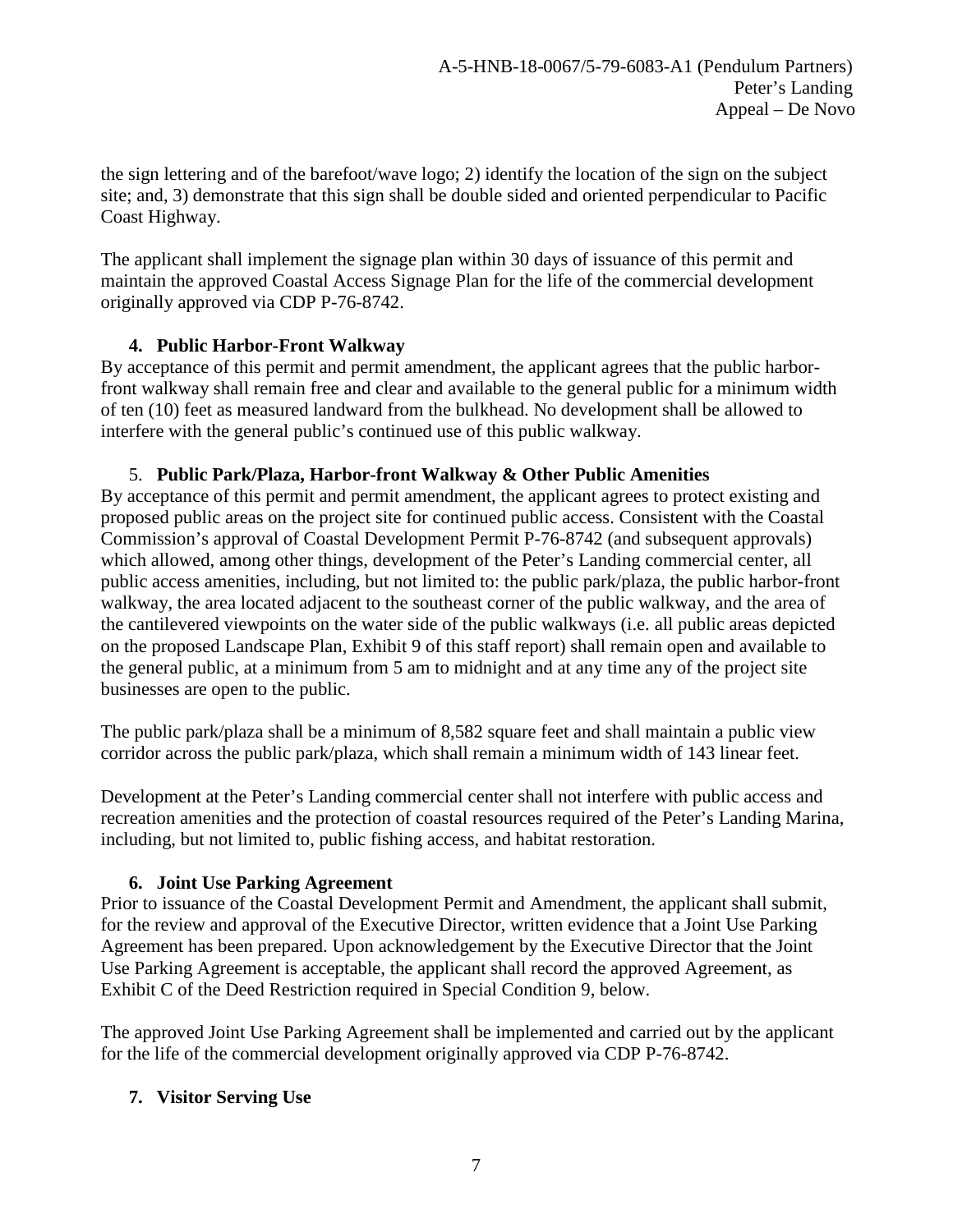the sign lettering and of the barefoot/wave logo; 2) identify the location of the sign on the subject site; and, 3) demonstrate that this sign shall be double sided and oriented perpendicular to Pacific Coast Highway.

The applicant shall implement the signage plan within 30 days of issuance of this permit and maintain the approved Coastal Access Signage Plan for the life of the commercial development originally approved via CDP P-76-8742.

**4. Public Harbor-Front Walkway**

By acceptance of this permit and permit amendment, the applicant agrees that the public harbor-front walkway shall remain free and clear and available to the general public for a minimum width of ten (10) feet as measured landward from the bulkhead. No development shall be allowed to interfere with the general public's continued use of this public walkway.

5. **Public Park/Plaza, Harbor-front Walkway & Other Public Amenities**

By acceptance of this permit and permit amendment, the applicant agrees to protect existing and proposed public areas on the project site for continued public access. Consistent with the Coastal Commission's approval of Coastal Development Permit P-76-8742 (and subsequent approvals) which allowed, among other things, development of the Peter's Landing commercial center, all public access amenities, including, but not limited to: the public park/plaza, the public harbor-front walkway, the area located adjacent to the southeast corner of the public walkway, and the area of the cantilevered viewpoints on the water side of the public walkways (i.e. all public areas depicted on the proposed Landscape Plan, Exhibit 9 of this staff report) shall remain open and available to the general public, at a minimum from 5 am to midnight and at any time any of the project site businesses are open to the public.

The public park/plaza shall be a minimum of 8,582 square feet and shall maintain a public view corridor across the public park/plaza, which shall remain a minimum width of 143 linear feet.

Development at the Peter's Landing commercial center shall not interfere with public access and recreation amenities and the protection of coastal resources required of the Peter's Landing Marina, including, but not limited to, public fishing access, and habitat restoration.

**6. Joint Use Parking Agreement**

Prior to issuance of the Coastal Development Permit and Amendment, the applicant shall submit, for the review and approval of the Executive Director, written evidence that a Joint Use Parking Agreement has been prepared. Upon acknowledgement by the Executive Director that the Joint Use Parking Agreement is acceptable, the applicant shall record the approved Agreement, as Exhibit C of the Deed Restriction required in Special Condition 9, below.

The approved Joint Use Parking Agreement shall be implemented and carried out by the applicant for the life of the commercial development originally approved via CDP P-76-8742.

**7. Visitor Serving Use**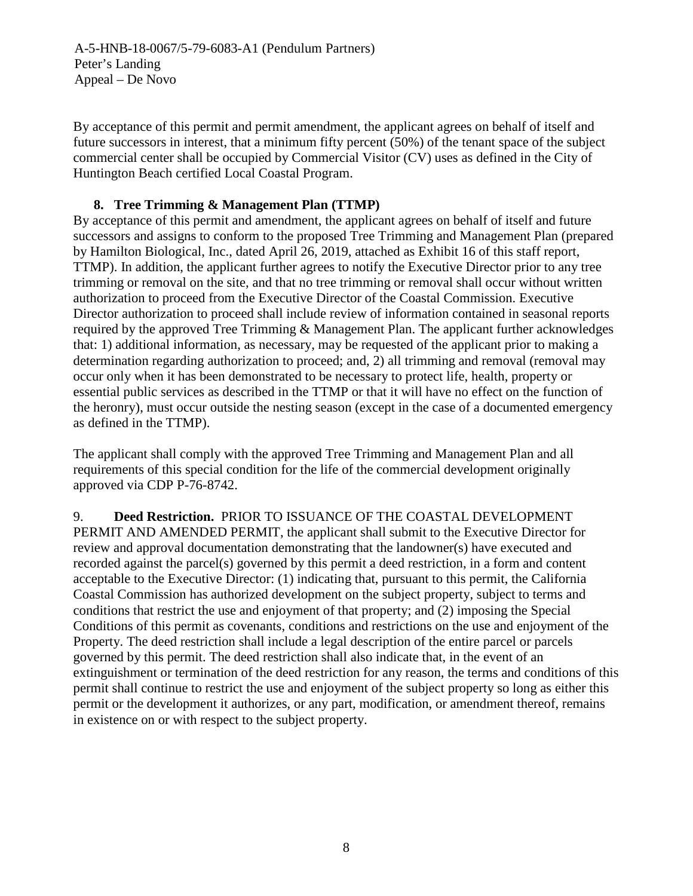By acceptance of this permit and permit amendment, the applicant agrees on behalf of itself and future successors in interest, that a minimum fifty percent (50%) of the tenant space of the subject commercial center shall be occupied by Commercial Visitor (CV) uses as defined in the City of Huntington Beach certified Local Coastal Program.

**8. Tree Trimming & Management Plan (TTMP)**

By acceptance of this permit and amendment, the applicant agrees on behalf of itself and future successors and assigns to conform to the proposed Tree Trimming and Management Plan (prepared by Hamilton Biological, Inc., dated April 26, 2019, attached as Exhibit 16 of this staff report, TTMP). In addition, the applicant further agrees to notify the Executive Director prior to any tree trimming or removal on the site, and that no tree trimming or removal shall occur without written authorization to proceed from the Executive Director of the Coastal Commission. Executive Director authorization to proceed shall include review of information contained in seasonal reports required by the approved Tree Trimming & Management Plan. The applicant further acknowledges that: 1) additional information, as necessary, may be requested of the applicant prior to making a determination regarding authorization to proceed; and, 2) all trimming and removal (removal may occur only when it has been demonstrated to be necessary to protect life, health, property or essential public services as described in the TTMP or that it will have no effect on the function of the heronry), must occur outside the nesting season (except in the case of a documented emergency as defined in the TTMP).

The applicant shall comply with the approved Tree Trimming and Management Plan and all requirements of this special condition for the life of the commercial development originally approved via CDP P-76-8742.

9. **Deed Restriction.** PRIOR TO ISSUANCE OF THE COASTAL DEVELOPMENT PERMIT AND AMENDED PERMIT, the applicant shall submit to the Executive Director for review and approval documentation demonstrating that the landowner(s) have executed and recorded against the parcel(s) governed by this permit a deed restriction, in a form and content acceptable to the Executive Director: (1) indicating that, pursuant to this permit, the California Coastal Commission has authorized development on the subject property, subject to terms and conditions that restrict the use and enjoyment of that property; and (2) imposing the Special Conditions of this permit as covenants, conditions and restrictions on the use and enjoyment of the Property. The deed restriction shall include a legal description of the entire parcel or parcels governed by this permit. The deed restriction shall also indicate that, in the event of an extinguishment or termination of the deed restriction for any reason, the terms and conditions of this permit shall continue to restrict the use and enjoyment of the subject property so long as either this permit or the development it authorizes, or any part, modification, or amendment thereof, remains in existence on or with respect to the subject property.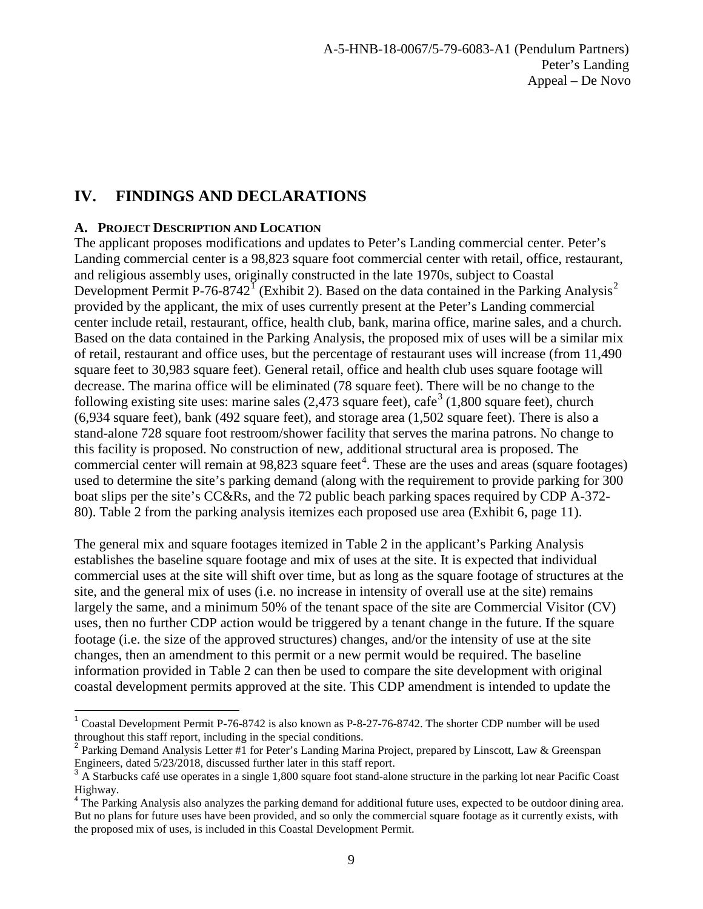## IV. FINDINGS AND DECLARATIONS

### A. PROJECT DESCRIPTION AND LOCATION

The applicant proposes modifications and updates to Peter's Landing commercial center. Peter's Landing commercial center is a 98,823 square foot commercial center with retail, office, restaurant, and religious assembly uses, originally constructed in the late 1970s, subject to Coastal Development Permit P-76-8742[1] (Exhibit 2). Based on the data contained in the Parking Analysis[2] provided by the applicant, the mix of uses currently present at the Peter's Landing commercial center include retail, restaurant, office, health club, bank, marina office, marine sales, and a church. Based on the data contained in the Parking Analysis, the proposed mix of uses will be a similar mix of retail, restaurant and office uses, but the percentage of restaurant uses will increase (from 11,490 square feet to 30,983 square feet). General retail, office and health club uses square footage will decrease. The marina office will be eliminated (78 square feet). There will be no change to the following existing site uses: marine sales (2,473 square feet), cafe[3] (1,800 square feet), church (6,934 square feet), bank (492 square feet), and storage area (1,502 square feet). There is also a stand-alone 728 square foot restroom/shower facility that serves the marina patrons. No change to this facility is proposed. No construction of new, additional structural area is proposed. The commercial center will remain at 98,823 square feet[4]. These are the uses and areas (square footages) used to determine the site's parking demand (along with the requirement to provide parking for 300 boat slips per the site's CC&Rs, and the 72 public beach parking spaces required by CDP A-372-80). Table 2 from the parking analysis itemizes each proposed use area (Exhibit 6, page 11).

The general mix and square footages itemized in Table 2 in the applicant's Parking Analysis establishes the baseline square footage and mix of uses at the site. It is expected that individual commercial uses at the site will shift over time, but as long as the square footage of structures at the site, and the general mix of uses (i.e. no increase in intensity of overall use at the site) remains largely the same, and a minimum 50% of the tenant space of the site are Commercial Visitor (CV) uses, then no further CDP action would be triggered by a tenant change in the future. If the square footage (i.e. the size of the approved structures) changes, and/or the intensity of use at the site changes, then an amendment to this permit or a new permit would be required. The baseline information provided in Table 2 can then be used to compare the site development with original coastal development permits approved at the site. This CDP amendment is intended to update the

---

[1] Coastal Development Permit P-76-8742 is also known as P-8-27-76-8742. The shorter CDP number will be used throughout this staff report, including in the special conditions.

[2] Parking Demand Analysis Letter #1 for Peter's Landing Marina Project, prepared by Linscott, Law & Greenspan Engineers, dated 5/23/2018, discussed further later in this staff report.

[3] A Starbucks café use operates in a single 1,800 square foot stand-alone structure in the parking lot near Pacific Coast Highway.

[4] The Parking Analysis also analyzes the parking demand for additional future uses, expected to be outdoor dining area. But no plans for future uses have been provided, and so only the commercial square footage as it currently exists, with the proposed mix of uses, is included in this Coastal Development Permit.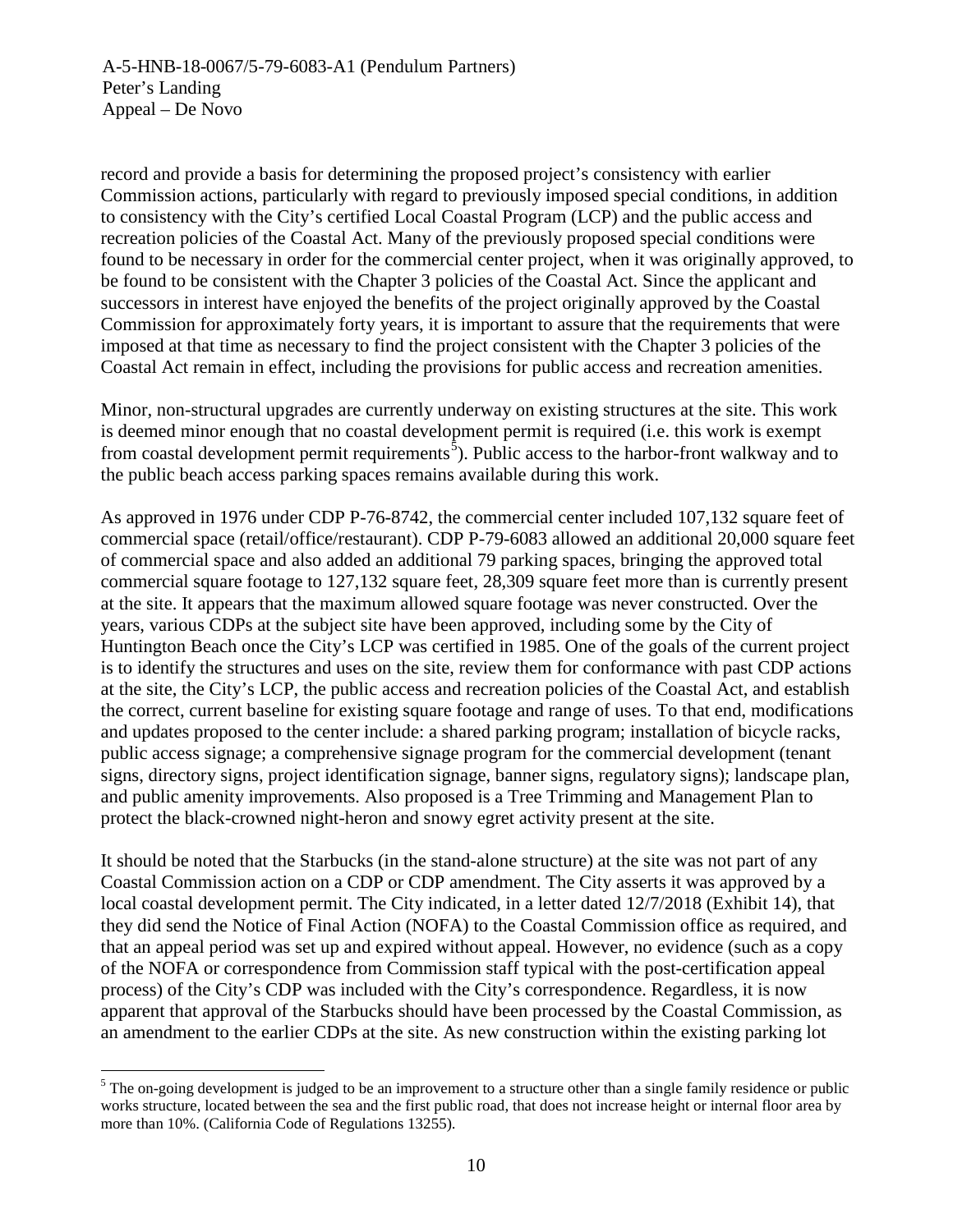record and provide a basis for determining the proposed project's consistency with earlier Commission actions, particularly with regard to previously imposed special conditions, in addition to consistency with the City's certified Local Coastal Program (LCP) and the public access and recreation policies of the Coastal Act. Many of the previously proposed special conditions were found to be necessary in order for the commercial center project, when it was originally approved, to be found to be consistent with the Chapter 3 policies of the Coastal Act. Since the applicant and successors in interest have enjoyed the benefits of the project originally approved by the Coastal Commission for approximately forty years, it is important to assure that the requirements that were imposed at that time as necessary to find the project consistent with the Chapter 3 policies of the Coastal Act remain in effect, including the provisions for public access and recreation amenities.

Minor, non-structural upgrades are currently underway on existing structures at the site. This work is deemed minor enough that no coastal development permit is required (i.e. this work is exempt from coastal development permit requirements[5]). Public access to the harbor-front walkway and to the public beach access parking spaces remains available during this work.

As approved in 1976 under CDP P-76-8742, the commercial center included 107,132 square feet of commercial space (retail/office/restaurant). CDP P-79-6083 allowed an additional 20,000 square feet of commercial space and also added an additional 79 parking spaces, bringing the approved total commercial square footage to 127,132 square feet, 28,309 square feet more than is currently present at the site. It appears that the maximum allowed square footage was never constructed. Over the years, various CDPs at the subject site have been approved, including some by the City of Huntington Beach once the City's LCP was certified in 1985. One of the goals of the current project is to identify the structures and uses on the site, review them for conformance with past CDP actions at the site, the City's LCP, the public access and recreation policies of the Coastal Act, and establish the correct, current baseline for existing square footage and range of uses. To that end, modifications and updates proposed to the center include: a shared parking program; installation of bicycle racks, public access signage; a comprehensive signage program for the commercial development (tenant signs, directory signs, project identification signage, banner signs, regulatory signs); landscape plan, and public amenity improvements. Also proposed is a Tree Trimming and Management Plan to protect the black-crowned night-heron and snowy egret activity present at the site.

It should be noted that the Starbucks (in the stand-alone structure) at the site was not part of any Coastal Commission action on a CDP or CDP amendment. The City asserts it was approved by a local coastal development permit. The City indicated, in a letter dated 12/7/2018 (Exhibit 14), that they did send the Notice of Final Action (NOFA) to the Coastal Commission office as required, and that an appeal period was set up and expired without appeal. However, no evidence (such as a copy of the NOFA or correspondence from Commission staff typical with the post-certification appeal process) of the City's CDP was included with the City's correspondence. Regardless, it is now apparent that approval of the Starbucks should have been processed by the Coastal Commission, as an amendment to the earlier CDPs at the site. As new construction within the existing parking lot

[5] The on-going development is judged to be an improvement to a structure other than a single family residence or public works structure, located between the sea and the first public road, that does not increase height or internal floor area by more than 10%. (California Code of Regulations 13255).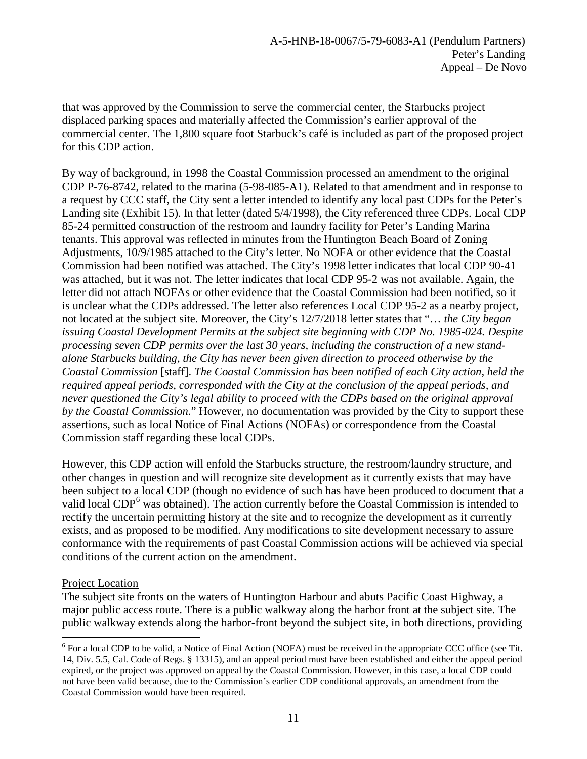that was approved by the Commission to serve the commercial center, the Starbucks project displaced parking spaces and materially affected the Commission's earlier approval of the commercial center. The 1,800 square foot Starbuck's café is included as part of the proposed project for this CDP action.

By way of background, in 1998 the Coastal Commission processed an amendment to the original CDP P-76-8742, related to the marina (5-98-085-A1). Related to that amendment and in response to a request by CCC staff, the City sent a letter intended to identify any local past CDPs for the Peter's Landing site (Exhibit 15). In that letter (dated 5/4/1998), the City referenced three CDPs. Local CDP 85-24 permitted construction of the restroom and laundry facility for Peter's Landing Marina tenants. This approval was reflected in minutes from the Huntington Beach Board of Zoning Adjustments, 10/9/1985 attached to the City's letter. No NOFA or other evidence that the Coastal Commission had been notified was attached. The City's 1998 letter indicates that local CDP 90-41 was attached, but it was not. The letter indicates that local CDP 95-2 was not available. Again, the letter did not attach NOFAs or other evidence that the Coastal Commission had been notified, so it is unclear what the CDPs addressed. The letter also references Local CDP 95-2 as a nearby project, not located at the subject site. Moreover, the City's 12/7/2018 letter states that "… *the City began issuing Coastal Development Permits at the subject site beginning with CDP No. 1985-024. Despite processing seven CDP permits over the last 30 years, including the construction of a new stand-alone Starbucks building, the City has never been given direction to proceed otherwise by the Coastal Commission* [staff]. *The Coastal Commission has been notified of each City action, held the required appeal periods, corresponded with the City at the conclusion of the appeal periods, and never questioned the City's legal ability to proceed with the CDPs based on the original approval by the Coastal Commission.*" However, no documentation was provided by the City to support these assertions, such as local Notice of Final Actions (NOFAs) or correspondence from the Coastal Commission staff regarding these local CDPs.

However, this CDP action will enfold the Starbucks structure, the restroom/laundry structure, and other changes in question and will recognize site development as it currently exists that may have been subject to a local CDP (though no evidence of such has have been produced to document that a valid local CDP[6] was obtained). The action currently before the Coastal Commission is intended to rectify the uncertain permitting history at the site and to recognize the development as it currently exists, and as proposed to be modified. Any modifications to site development necessary to assure conformance with the requirements of past Coastal Commission actions will be achieved via special conditions of the current action on the amendment.

Project Location

The subject site fronts on the waters of Huntington Harbour and abuts Pacific Coast Highway, a major public access route. There is a public walkway along the harbor front at the subject site. The public walkway extends along the harbor-front beyond the subject site, in both directions, providing

---

[6] For a local CDP to be valid, a Notice of Final Action (NOFA) must be received in the appropriate CCC office (see Tit. 14, Div. 5.5, Cal. Code of Regs. § 13315), and an appeal period must have been established and either the appeal period expired, or the project was approved on appeal by the Coastal Commission. However, in this case, a local CDP could not have been valid because, due to the Commission's earlier CDP conditional approvals, an amendment from the Coastal Commission would have been required.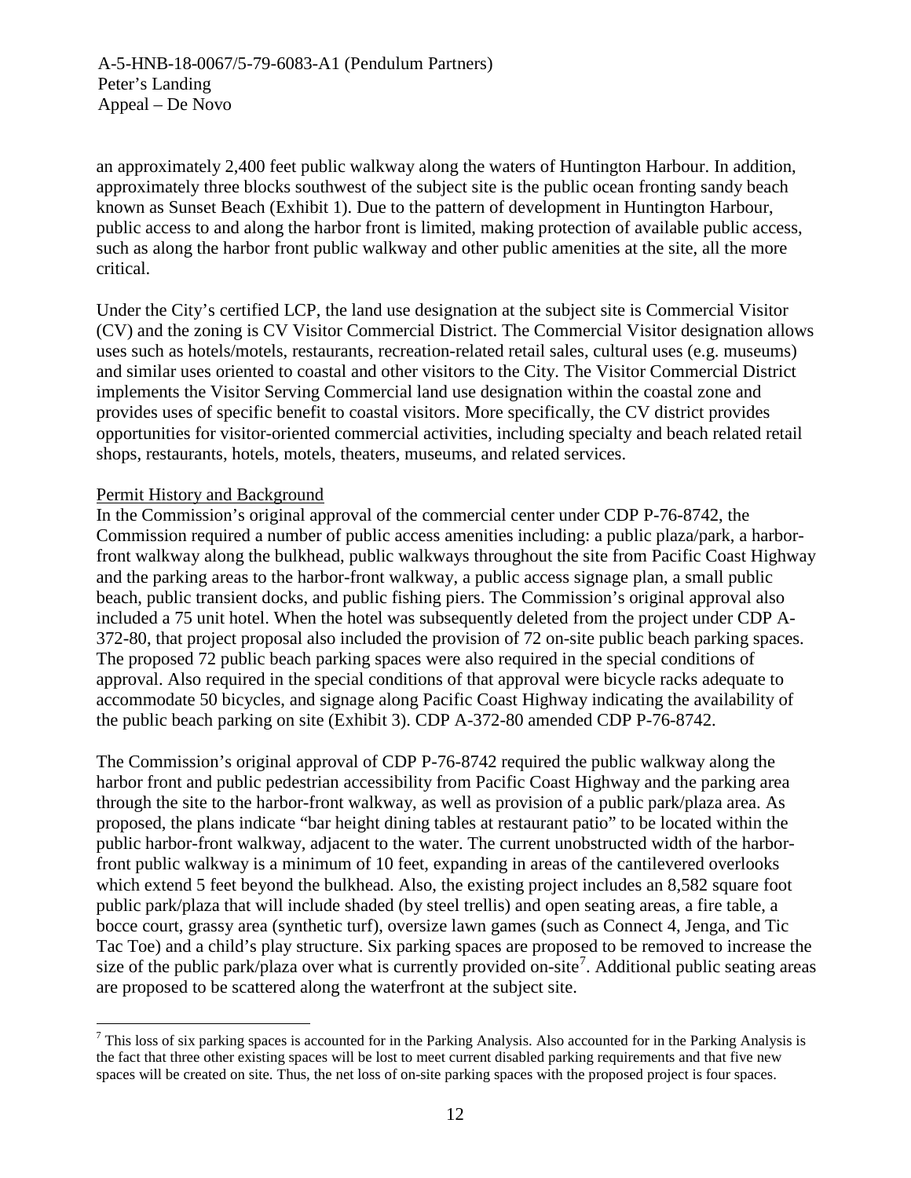an approximately 2,400 feet public walkway along the waters of Huntington Harbour. In addition, approximately three blocks southwest of the subject site is the public ocean fronting sandy beach known as Sunset Beach (Exhibit 1). Due to the pattern of development in Huntington Harbour, public access to and along the harbor front is limited, making protection of available public access, such as along the harbor front public walkway and other public amenities at the site, all the more critical.

Under the City's certified LCP, the land use designation at the subject site is Commercial Visitor (CV) and the zoning is CV Visitor Commercial District. The Commercial Visitor designation allows uses such as hotels/motels, restaurants, recreation-related retail sales, cultural uses (e.g. museums) and similar uses oriented to coastal and other visitors to the City. The Visitor Commercial District implements the Visitor Serving Commercial land use designation within the coastal zone and provides uses of specific benefit to coastal visitors. More specifically, the CV district provides opportunities for visitor-oriented commercial activities, including specialty and beach related retail shops, restaurants, hotels, motels, theaters, museums, and related services.

Permit History and Background

In the Commission's original approval of the commercial center under CDP P-76-8742, the Commission required a number of public access amenities including: a public plaza/park, a harbor-front walkway along the bulkhead, public walkways throughout the site from Pacific Coast Highway and the parking areas to the harbor-front walkway, a public access signage plan, a small public beach, public transient docks, and public fishing piers. The Commission's original approval also included a 75 unit hotel. When the hotel was subsequently deleted from the project under CDP A-372-80, that project proposal also included the provision of 72 on-site public beach parking spaces. The proposed 72 public beach parking spaces were also required in the special conditions of approval. Also required in the special conditions of that approval were bicycle racks adequate to accommodate 50 bicycles, and signage along Pacific Coast Highway indicating the availability of the public beach parking on site (Exhibit 3). CDP A-372-80 amended CDP P-76-8742.

The Commission's original approval of CDP P-76-8742 required the public walkway along the harbor front and public pedestrian accessibility from Pacific Coast Highway and the parking area through the site to the harbor-front walkway, as well as provision of a public park/plaza area. As proposed, the plans indicate "bar height dining tables at restaurant patio" to be located within the public harbor-front walkway, adjacent to the water. The current unobstructed width of the harbor-front public walkway is a minimum of 10 feet, expanding in areas of the cantilevered overlooks which extend 5 feet beyond the bulkhead. Also, the existing project includes an 8,582 square foot public park/plaza that will include shaded (by steel trellis) and open seating areas, a fire table, a bocce court, grassy area (synthetic turf), oversize lawn games (such as Connect 4, Jenga, and Tic Tac Toe) and a child's play structure. Six parking spaces are proposed to be removed to increase the size of the public park/plaza over what is currently provided on-site[7]. Additional public seating areas are proposed to be scattered along the waterfront at the subject site.

---

[7] This loss of six parking spaces is accounted for in the Parking Analysis. Also accounted for in the Parking Analysis is the fact that three other existing spaces will be lost to meet current disabled parking requirements and that five new spaces will be created on site. Thus, the net loss of on-site parking spaces with the proposed project is four spaces.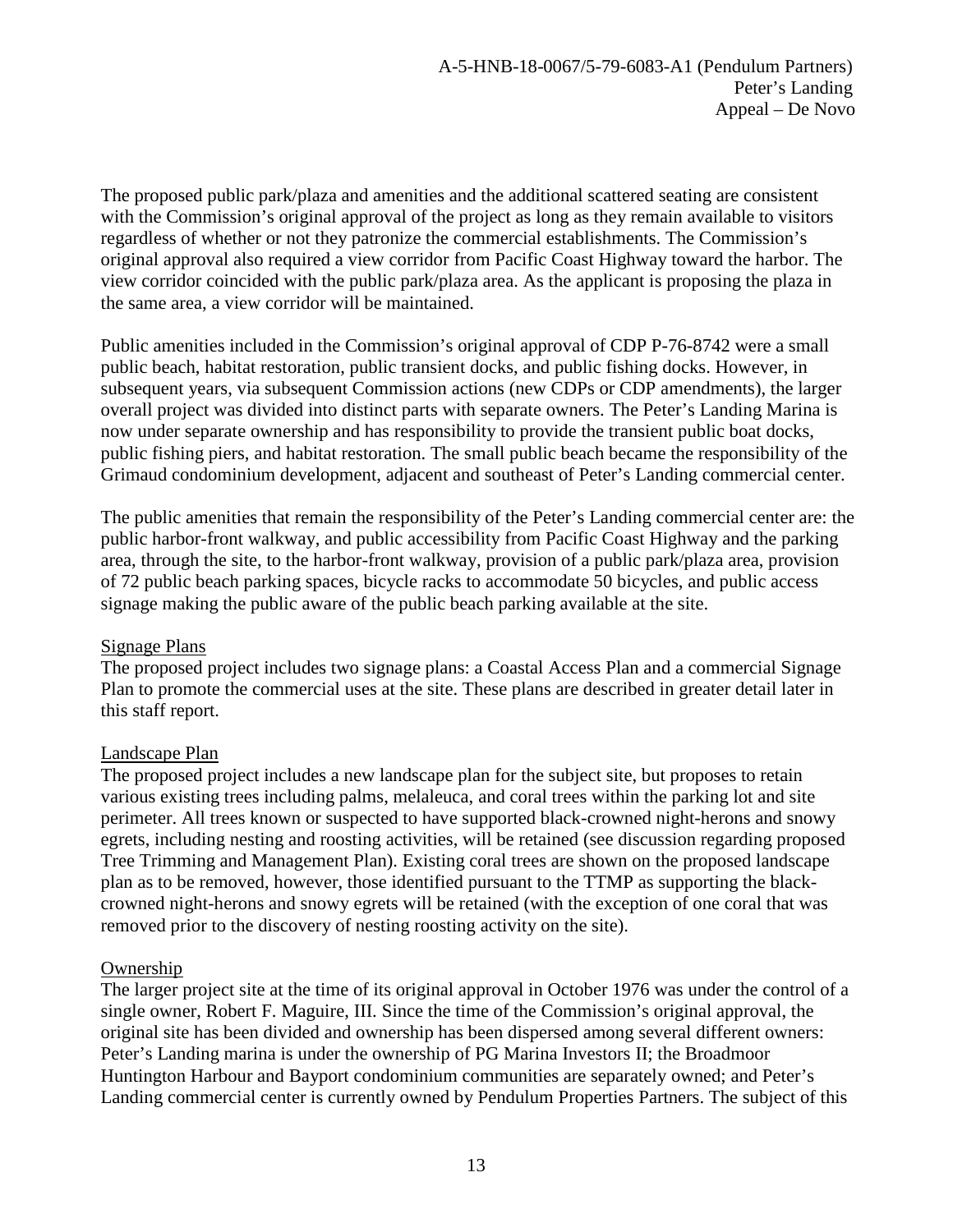The proposed public park/plaza and amenities and the additional scattered seating are consistent with the Commission's original approval of the project as long as they remain available to visitors regardless of whether or not they patronize the commercial establishments. The Commission's original approval also required a view corridor from Pacific Coast Highway toward the harbor. The view corridor coincided with the public park/plaza area. As the applicant is proposing the plaza in the same area, a view corridor will be maintained.

Public amenities included in the Commission's original approval of CDP P-76-8742 were a small public beach, habitat restoration, public transient docks, and public fishing docks. However, in subsequent years, via subsequent Commission actions (new CDPs or CDP amendments), the larger overall project was divided into distinct parts with separate owners. The Peter's Landing Marina is now under separate ownership and has responsibility to provide the transient public boat docks, public fishing piers, and habitat restoration. The small public beach became the responsibility of the Grimaud condominium development, adjacent and southeast of Peter's Landing commercial center.

The public amenities that remain the responsibility of the Peter's Landing commercial center are: the public harbor-front walkway, and public accessibility from Pacific Coast Highway and the parking area, through the site, to the harbor-front walkway, provision of a public park/plaza area, provision of 72 public beach parking spaces, bicycle racks to accommodate 50 bicycles, and public access signage making the public aware of the public beach parking available at the site.

Signage Plans

The proposed project includes two signage plans: a Coastal Access Plan and a commercial Signage Plan to promote the commercial uses at the site. These plans are described in greater detail later in this staff report.

Landscape Plan

The proposed project includes a new landscape plan for the subject site, but proposes to retain various existing trees including palms, melaleuca, and coral trees within the parking lot and site perimeter. All trees known or suspected to have supported black-crowned night-herons and snowy egrets, including nesting and roosting activities, will be retained (see discussion regarding proposed Tree Trimming and Management Plan). Existing coral trees are shown on the proposed landscape plan as to be removed, however, those identified pursuant to the TTMP as supporting the black-crowned night-herons and snowy egrets will be retained (with the exception of one coral that was removed prior to the discovery of nesting roosting activity on the site).

Ownership

The larger project site at the time of its original approval in October 1976 was under the control of a single owner, Robert F. Maguire, III. Since the time of the Commission's original approval, the original site has been divided and ownership has been dispersed among several different owners: Peter's Landing marina is under the ownership of PG Marina Investors II; the Broadmoor Huntington Harbour and Bayport condominium communities are separately owned; and Peter's Landing commercial center is currently owned by Pendulum Properties Partners. The subject of this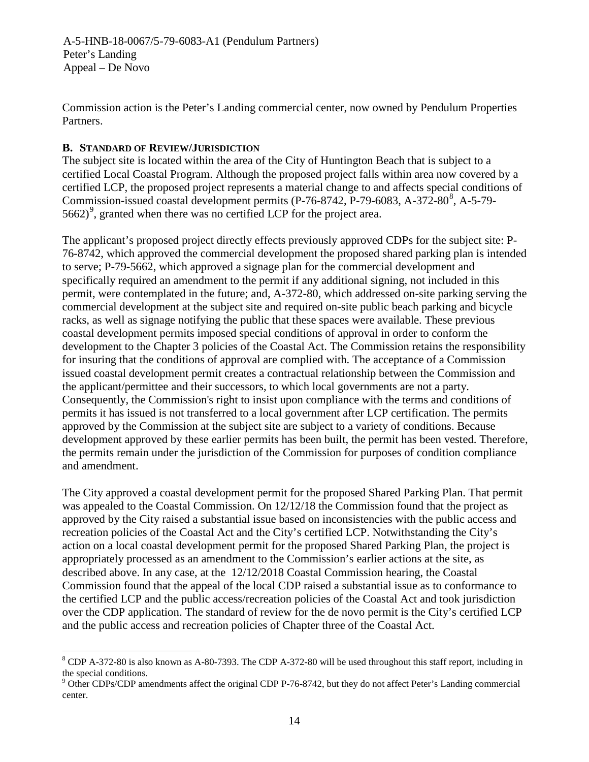Commission action is the Peter's Landing commercial center, now owned by Pendulum Properties Partners.

### B. STANDARD OF REVIEW/JURISDICTION

The subject site is located within the area of the City of Huntington Beach that is subject to a certified Local Coastal Program. Although the proposed project falls within area now covered by a certified LCP, the proposed project represents a material change to and affects special conditions of Commission-issued coastal development permits (P-76-8742, P-79-6083, A-372-80[8], A-5-79-5662)[9], granted when there was no certified LCP for the project area.

The applicant's proposed project directly effects previously approved CDPs for the subject site: P-76-8742, which approved the commercial development the proposed shared parking plan is intended to serve; P-79-5662, which approved a signage plan for the commercial development and specifically required an amendment to the permit if any additional signing, not included in this permit, were contemplated in the future; and, A-372-80, which addressed on-site parking serving the commercial development at the subject site and required on-site public beach parking and bicycle racks, as well as signage notifying the public that these spaces were available. These previous coastal development permits imposed special conditions of approval in order to conform the development to the Chapter 3 policies of the Coastal Act. The Commission retains the responsibility for insuring that the conditions of approval are complied with. The acceptance of a Commission issued coastal development permit creates a contractual relationship between the Commission and the applicant/permittee and their successors, to which local governments are not a party. Consequently, the Commission's right to insist upon compliance with the terms and conditions of permits it has issued is not transferred to a local government after LCP certification. The permits approved by the Commission at the subject site are subject to a variety of conditions. Because development approved by these earlier permits has been built, the permit has been vested. Therefore, the permits remain under the jurisdiction of the Commission for purposes of condition compliance and amendment.

The City approved a coastal development permit for the proposed Shared Parking Plan. That permit was appealed to the Coastal Commission. On 12/12/18 the Commission found that the project as approved by the City raised a substantial issue based on inconsistencies with the public access and recreation policies of the Coastal Act and the City's certified LCP. Notwithstanding the City's action on a local coastal development permit for the proposed Shared Parking Plan, the project is appropriately processed as an amendment to the Commission's earlier actions at the site, as described above. In any case, at the 12/12/2018 Coastal Commission hearing, the Coastal Commission found that the appeal of the local CDP raised a substantial issue as to conformance to the certified LCP and the public access/recreation policies of the Coastal Act and took jurisdiction over the CDP application. The standard of review for the de novo permit is the City's certified LCP and the public access and recreation policies of Chapter three of the Coastal Act.

---

[8] CDP A-372-80 is also known as A-80-7393. The CDP A-372-80 will be used throughout this staff report, including in the special conditions.

[9] Other CDPs/CDP amendments affect the original CDP P-76-8742, but they do not affect Peter's Landing commercial center.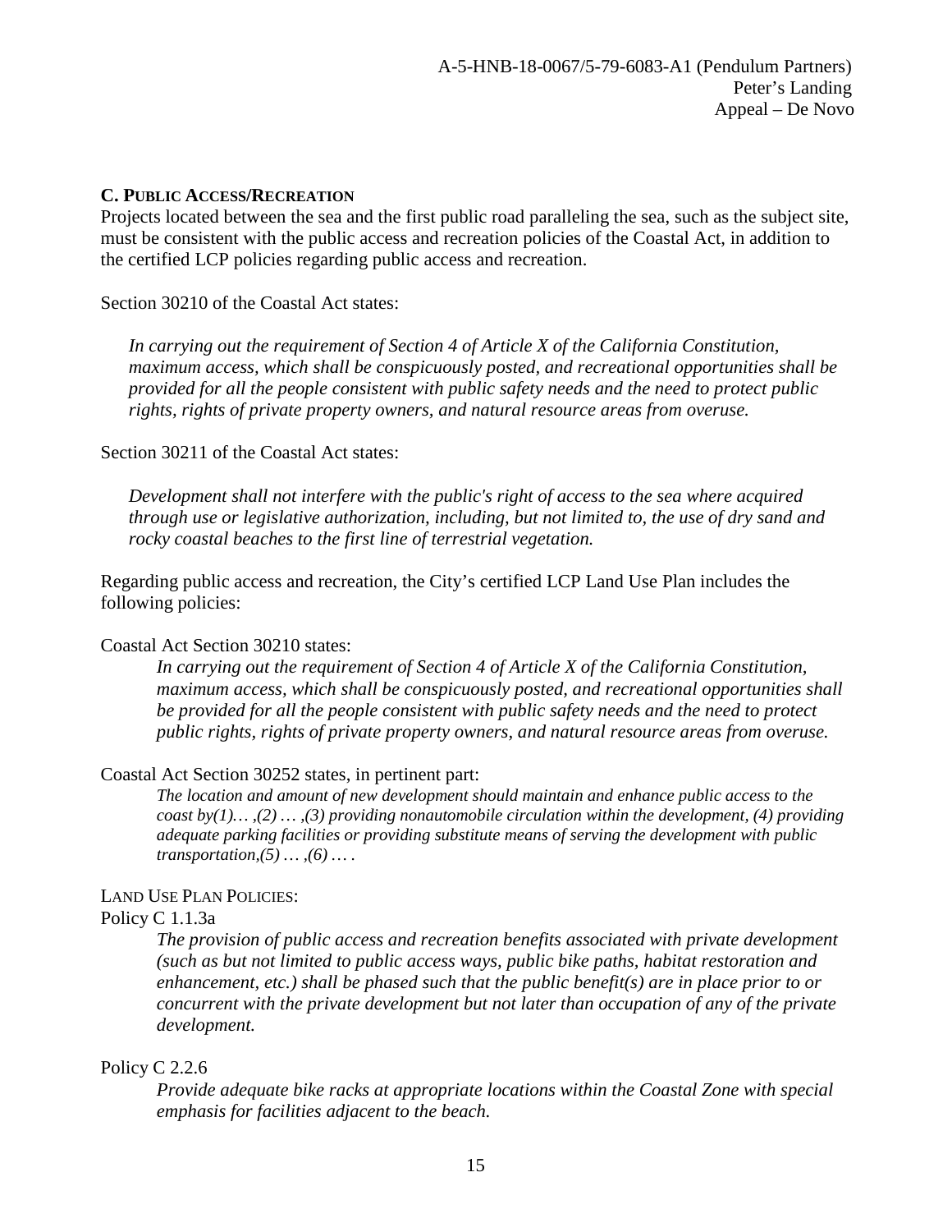### C. PUBLIC ACCESS/RECREATION

Projects located between the sea and the first public road paralleling the sea, such as the subject site, must be consistent with the public access and recreation policies of the Coastal Act, in addition to the certified LCP policies regarding public access and recreation.

Section 30210 of the Coastal Act states:

> *In carrying out the requirement of Section 4 of Article X of the California Constitution, maximum access, which shall be conspicuously posted, and recreational opportunities shall be provided for all the people consistent with public safety needs and the need to protect public rights, rights of private property owners, and natural resource areas from overuse.*

Section 30211 of the Coastal Act states:

> *Development shall not interfere with the public's right of access to the sea where acquired through use or legislative authorization, including, but not limited to, the use of dry sand and rocky coastal beaches to the first line of terrestrial vegetation.*

Regarding public access and recreation, the City's certified LCP Land Use Plan includes the following policies:

Coastal Act Section 30210 states:

> *In carrying out the requirement of Section 4 of Article X of the California Constitution, maximum access, which shall be conspicuously posted, and recreational opportunities shall be provided for all the people consistent with public safety needs and the need to protect public rights, rights of private property owners, and natural resource areas from overuse.*

Coastal Act Section 30252 states, in pertinent part:

> *The location and amount of new development should maintain and enhance public access to the coast by(1)… ,(2) … ,(3) providing nonautomobile circulation within the development, (4) providing adequate parking facilities or providing substitute means of serving the development with public transportation,(5) … ,(6) … .*

LAND USE PLAN POLICIES:

Policy C 1.1.3a

> *The provision of public access and recreation benefits associated with private development (such as but not limited to public access ways, public bike paths, habitat restoration and enhancement, etc.) shall be phased such that the public benefit(s) are in place prior to or concurrent with the private development but not later than occupation of any of the private development.*

Policy C 2.2.6

> *Provide adequate bike racks at appropriate locations within the Coastal Zone with special emphasis for facilities adjacent to the beach.*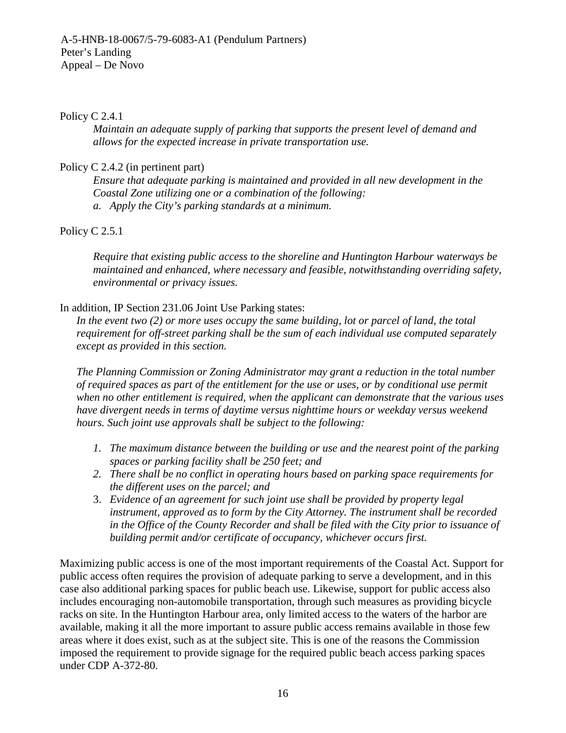Policy C 2.4.1

> *Maintain an adequate supply of parking that supports the present level of demand and allows for the expected increase in private transportation use.*

Policy C 2.4.2 (in pertinent part)

> *Ensure that adequate parking is maintained and provided in all new development in the Coastal Zone utilizing one or a combination of the following:*
>
> *a. Apply the City's parking standards at a minimum.*

Policy C 2.5.1

> *Require that existing public access to the shoreline and Huntington Harbour waterways be maintained and enhanced, where necessary and feasible, notwithstanding overriding safety, environmental or privacy issues.*

In addition, IP Section 231.06 Joint Use Parking states:

> *In the event two (2) or more uses occupy the same building, lot or parcel of land, the total requirement for off-street parking shall be the sum of each individual use computed separately except as provided in this section.*
>
> *The Planning Commission or Zoning Administrator may grant a reduction in the total number of required spaces as part of the entitlement for the use or uses, or by conditional use permit when no other entitlement is required, when the applicant can demonstrate that the various uses have divergent needs in terms of daytime versus nighttime hours or weekday versus weekend hours. Such joint use approvals shall be subject to the following:*
>
> 1. *The maximum distance between the building or use and the nearest point of the parking spaces or parking facility shall be 250 feet; and*
> 2. *There shall be no conflict in operating hours based on parking space requirements for the different uses on the parcel; and*
> 3. *Evidence of an agreement for such joint use shall be provided by property legal instrument, approved as to form by the City Attorney. The instrument shall be recorded in the Office of the County Recorder and shall be filed with the City prior to issuance of building permit and/or certificate of occupancy, whichever occurs first.*

Maximizing public access is one of the most important requirements of the Coastal Act. Support for public access often requires the provision of adequate parking to serve a development, and in this case also additional parking spaces for public beach use. Likewise, support for public access also includes encouraging non-automobile transportation, through such measures as providing bicycle racks on site. In the Huntington Harbour area, only limited access to the waters of the harbor are available, making it all the more important to assure public access remains available in those few areas where it does exist, such as at the subject site. This is one of the reasons the Commission imposed the requirement to provide signage for the required public beach access parking spaces under CDP A-372-80.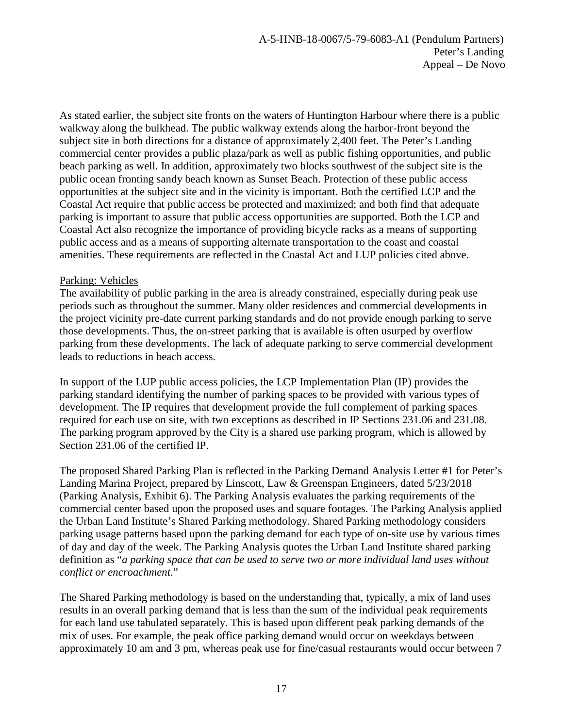As stated earlier, the subject site fronts on the waters of Huntington Harbour where there is a public walkway along the bulkhead. The public walkway extends along the harbor-front beyond the subject site in both directions for a distance of approximately 2,400 feet. The Peter's Landing commercial center provides a public plaza/park as well as public fishing opportunities, and public beach parking as well. In addition, approximately two blocks southwest of the subject site is the public ocean fronting sandy beach known as Sunset Beach. Protection of these public access opportunities at the subject site and in the vicinity is important. Both the certified LCP and the Coastal Act require that public access be protected and maximized; and both find that adequate parking is important to assure that public access opportunities are supported. Both the LCP and Coastal Act also recognize the importance of providing bicycle racks as a means of supporting public access and as a means of supporting alternate transportation to the coast and coastal amenities. These requirements are reflected in the Coastal Act and LUP policies cited above.

Parking: Vehicles

The availability of public parking in the area is already constrained, especially during peak use periods such as throughout the summer. Many older residences and commercial developments in the project vicinity pre-date current parking standards and do not provide enough parking to serve those developments. Thus, the on-street parking that is available is often usurped by overflow parking from these developments. The lack of adequate parking to serve commercial development leads to reductions in beach access.

In support of the LUP public access policies, the LCP Implementation Plan (IP) provides the parking standard identifying the number of parking spaces to be provided with various types of development. The IP requires that development provide the full complement of parking spaces required for each use on site, with two exceptions as described in IP Sections 231.06 and 231.08. The parking program approved by the City is a shared use parking program, which is allowed by Section 231.06 of the certified IP.

The proposed Shared Parking Plan is reflected in the Parking Demand Analysis Letter #1 for Peter's Landing Marina Project, prepared by Linscott, Law & Greenspan Engineers, dated 5/23/2018 (Parking Analysis, Exhibit 6). The Parking Analysis evaluates the parking requirements of the commercial center based upon the proposed uses and square footages. The Parking Analysis applied the Urban Land Institute's Shared Parking methodology. Shared Parking methodology considers parking usage patterns based upon the parking demand for each type of on-site use by various times of day and day of the week. The Parking Analysis quotes the Urban Land Institute shared parking definition as "*a parking space that can be used to serve two or more individual land uses without conflict or encroachment*."

The Shared Parking methodology is based on the understanding that, typically, a mix of land uses results in an overall parking demand that is less than the sum of the individual peak requirements for each land use tabulated separately. This is based upon different peak parking demands of the mix of uses. For example, the peak office parking demand would occur on weekdays between approximately 10 am and 3 pm, whereas peak use for fine/casual restaurants would occur between 7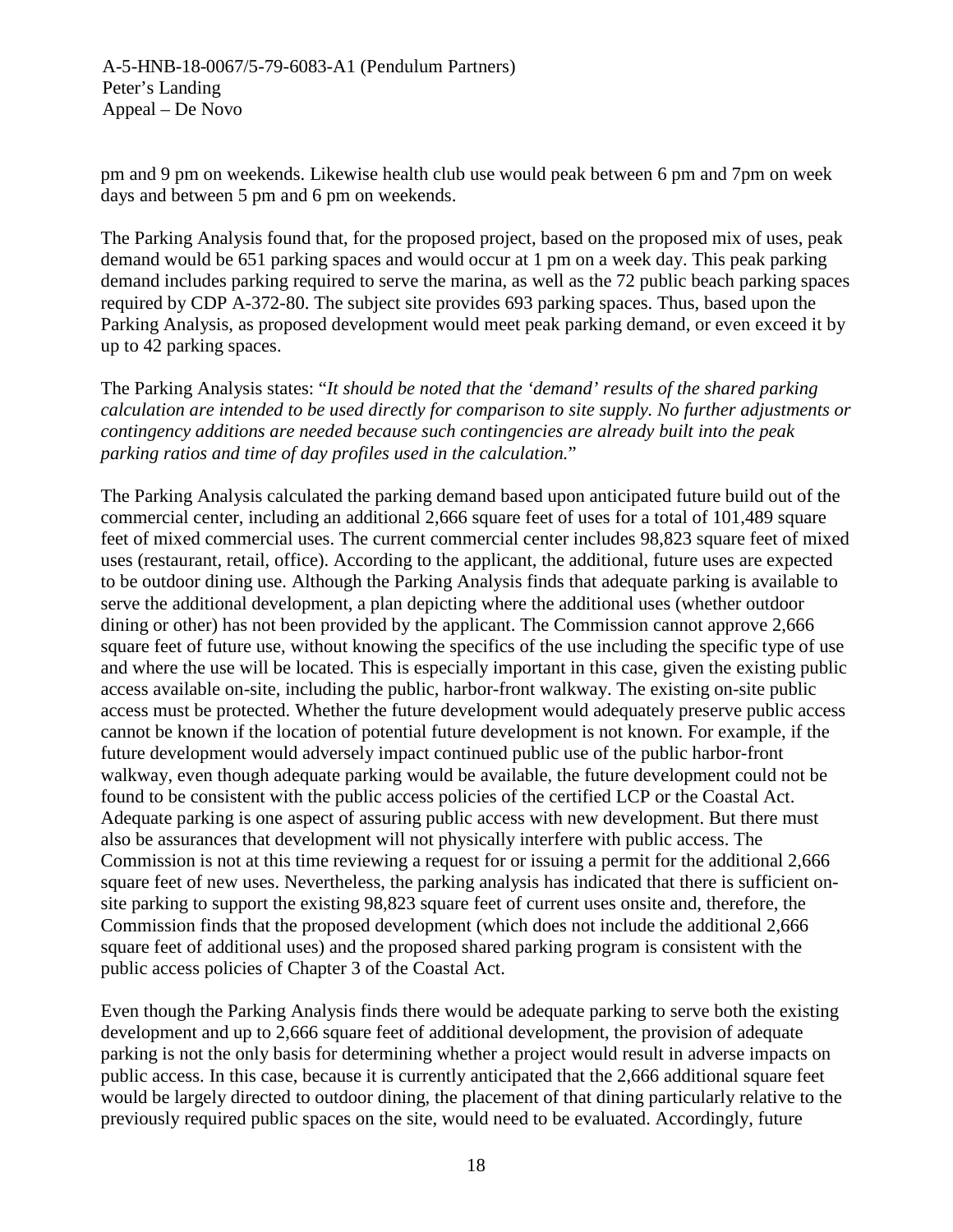pm and 9 pm on weekends. Likewise health club use would peak between 6 pm and 7pm on week days and between 5 pm and 6 pm on weekends.

The Parking Analysis found that, for the proposed project, based on the proposed mix of uses, peak demand would be 651 parking spaces and would occur at 1 pm on a week day. This peak parking demand includes parking required to serve the marina, as well as the 72 public beach parking spaces required by CDP A-372-80. The subject site provides 693 parking spaces. Thus, based upon the Parking Analysis, as proposed development would meet peak parking demand, or even exceed it by up to 42 parking spaces.

The Parking Analysis states: "*It should be noted that the 'demand' results of the shared parking calculation are intended to be used directly for comparison to site supply. No further adjustments or contingency additions are needed because such contingencies are already built into the peak parking ratios and time of day profiles used in the calculation.*"

The Parking Analysis calculated the parking demand based upon anticipated future build out of the commercial center, including an additional 2,666 square feet of uses for a total of 101,489 square feet of mixed commercial uses. The current commercial center includes 98,823 square feet of mixed uses (restaurant, retail, office). According to the applicant, the additional, future uses are expected to be outdoor dining use. Although the Parking Analysis finds that adequate parking is available to serve the additional development, a plan depicting where the additional uses (whether outdoor dining or other) has not been provided by the applicant. The Commission cannot approve 2,666 square feet of future use, without knowing the specifics of the use including the specific type of use and where the use will be located. This is especially important in this case, given the existing public access available on-site, including the public, harbor-front walkway. The existing on-site public access must be protected. Whether the future development would adequately preserve public access cannot be known if the location of potential future development is not known. For example, if the future development would adversely impact continued public use of the public harbor-front walkway, even though adequate parking would be available, the future development could not be found to be consistent with the public access policies of the certified LCP or the Coastal Act. Adequate parking is one aspect of assuring public access with new development. But there must also be assurances that development will not physically interfere with public access. The Commission is not at this time reviewing a request for or issuing a permit for the additional 2,666 square feet of new uses. Nevertheless, the parking analysis has indicated that there is sufficient on-site parking to support the existing 98,823 square feet of current uses onsite and, therefore, the Commission finds that the proposed development (which does not include the additional 2,666 square feet of additional uses) and the proposed shared parking program is consistent with the public access policies of Chapter 3 of the Coastal Act.

Even though the Parking Analysis finds there would be adequate parking to serve both the existing development and up to 2,666 square feet of additional development, the provision of adequate parking is not the only basis for determining whether a project would result in adverse impacts on public access. In this case, because it is currently anticipated that the 2,666 additional square feet would be largely directed to outdoor dining, the placement of that dining particularly relative to the previously required public spaces on the site, would need to be evaluated. Accordingly, future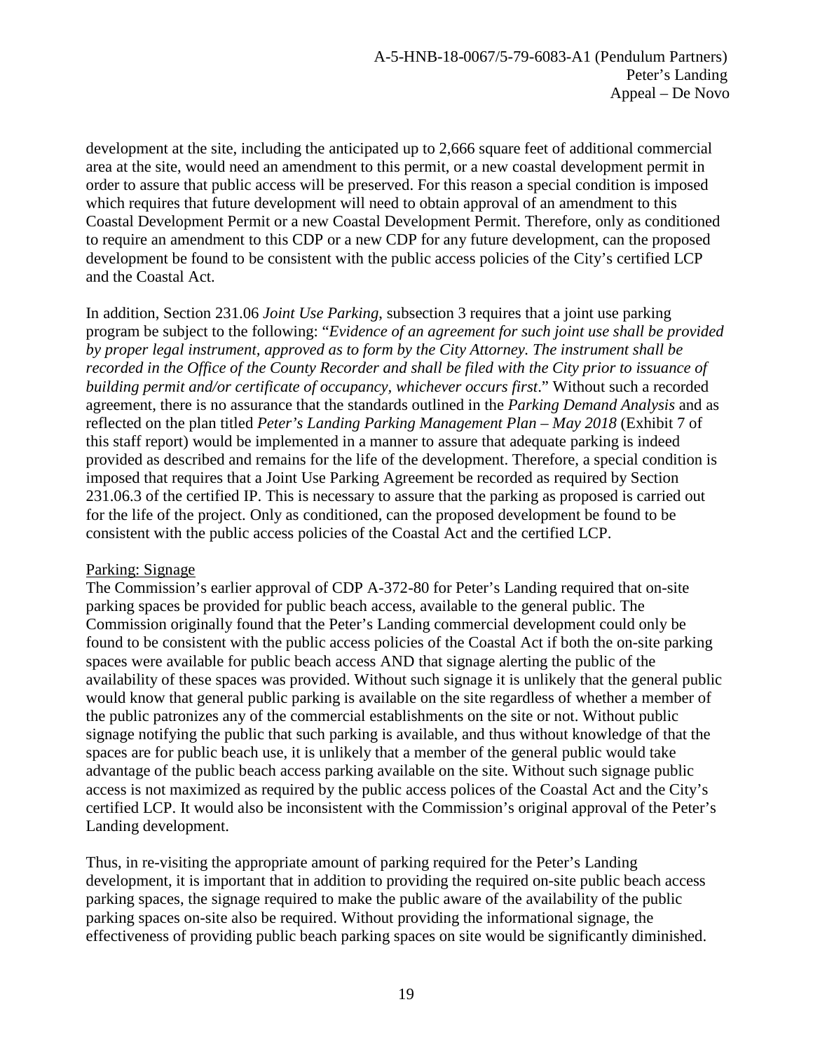development at the site, including the anticipated up to 2,666 square feet of additional commercial area at the site, would need an amendment to this permit, or a new coastal development permit in order to assure that public access will be preserved. For this reason a special condition is imposed which requires that future development will need to obtain approval of an amendment to this Coastal Development Permit or a new Coastal Development Permit. Therefore, only as conditioned to require an amendment to this CDP or a new CDP for any future development, can the proposed development be found to be consistent with the public access policies of the City's certified LCP and the Coastal Act.

In addition, Section 231.06 *Joint Use Parking*, subsection 3 requires that a joint use parking program be subject to the following: "*Evidence of an agreement for such joint use shall be provided by proper legal instrument, approved as to form by the City Attorney. The instrument shall be recorded in the Office of the County Recorder and shall be filed with the City prior to issuance of building permit and/or certificate of occupancy, whichever occurs first*." Without such a recorded agreement, there is no assurance that the standards outlined in the *Parking Demand Analysis* and as reflected on the plan titled *Peter's Landing Parking Management Plan – May 2018* (Exhibit 7 of this staff report) would be implemented in a manner to assure that adequate parking is indeed provided as described and remains for the life of the development. Therefore, a special condition is imposed that requires that a Joint Use Parking Agreement be recorded as required by Section 231.06.3 of the certified IP. This is necessary to assure that the parking as proposed is carried out for the life of the project. Only as conditioned, can the proposed development be found to be consistent with the public access policies of the Coastal Act and the certified LCP.

<u>Parking: Signage</u>

The Commission's earlier approval of CDP A-372-80 for Peter's Landing required that on-site parking spaces be provided for public beach access, available to the general public. The Commission originally found that the Peter's Landing commercial development could only be found to be consistent with the public access policies of the Coastal Act if both the on-site parking spaces were available for public beach access AND that signage alerting the public of the availability of these spaces was provided. Without such signage it is unlikely that the general public would know that general public parking is available on the site regardless of whether a member of the public patronizes any of the commercial establishments on the site or not. Without public signage notifying the public that such parking is available, and thus without knowledge of that the spaces are for public beach use, it is unlikely that a member of the general public would take advantage of the public beach access parking available on the site. Without such signage public access is not maximized as required by the public access polices of the Coastal Act and the City's certified LCP. It would also be inconsistent with the Commission's original approval of the Peter's Landing development.

Thus, in re-visiting the appropriate amount of parking required for the Peter's Landing development, it is important that in addition to providing the required on-site public beach access parking spaces, the signage required to make the public aware of the availability of the public parking spaces on-site also be required. Without providing the informational signage, the effectiveness of providing public beach parking spaces on site would be significantly diminished.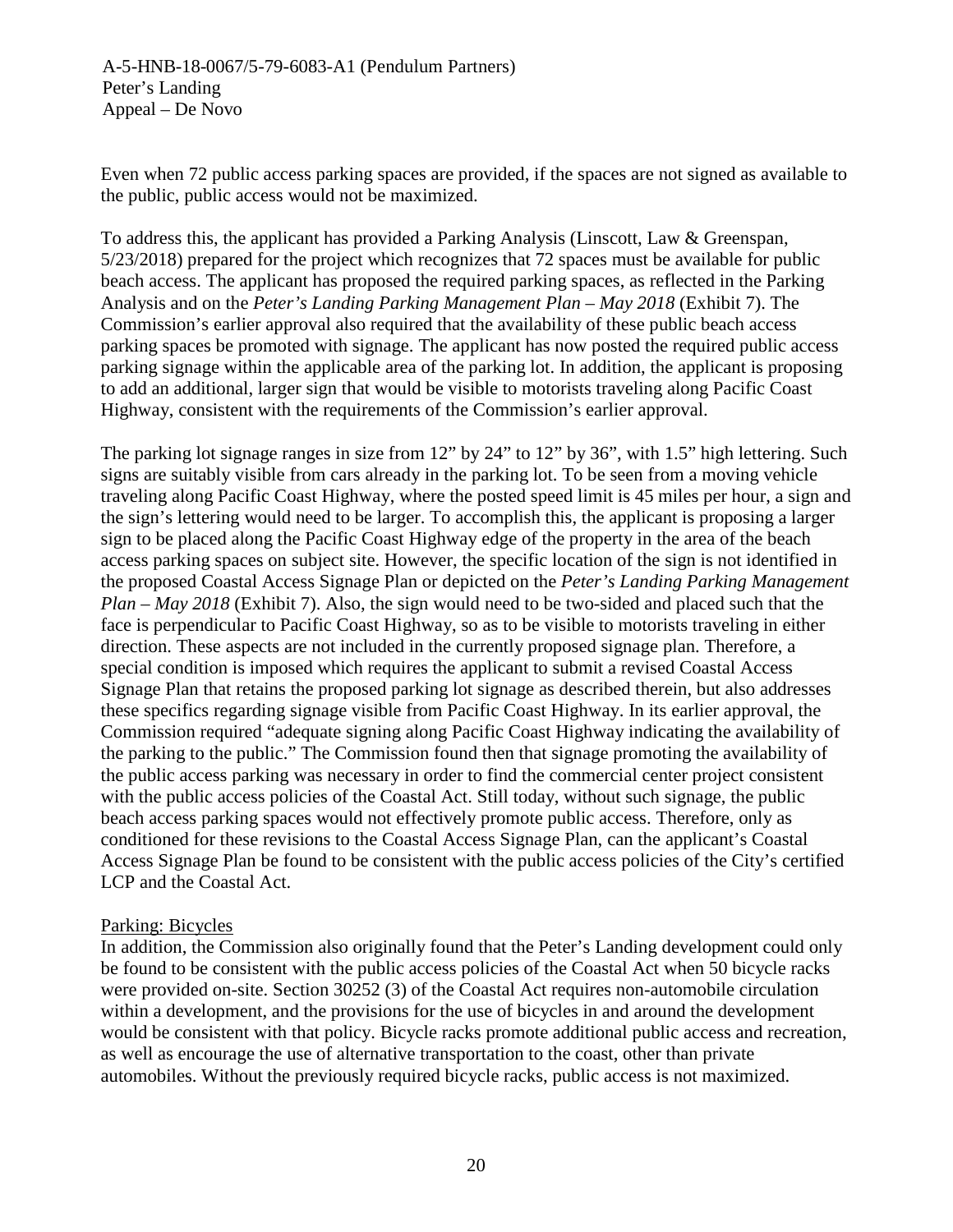Even when 72 public access parking spaces are provided, if the spaces are not signed as available to the public, public access would not be maximized.

To address this, the applicant has provided a Parking Analysis (Linscott, Law & Greenspan, 5/23/2018) prepared for the project which recognizes that 72 spaces must be available for public beach access. The applicant has proposed the required parking spaces, as reflected in the Parking Analysis and on the *Peter's Landing Parking Management Plan – May 2018* (Exhibit 7). The Commission's earlier approval also required that the availability of these public beach access parking spaces be promoted with signage. The applicant has now posted the required public access parking signage within the applicable area of the parking lot. In addition, the applicant is proposing to add an additional, larger sign that would be visible to motorists traveling along Pacific Coast Highway, consistent with the requirements of the Commission's earlier approval.

The parking lot signage ranges in size from 12" by 24" to 12" by 36", with 1.5" high lettering. Such signs are suitably visible from cars already in the parking lot. To be seen from a moving vehicle traveling along Pacific Coast Highway, where the posted speed limit is 45 miles per hour, a sign and the sign's lettering would need to be larger. To accomplish this, the applicant is proposing a larger sign to be placed along the Pacific Coast Highway edge of the property in the area of the beach access parking spaces on subject site. However, the specific location of the sign is not identified in the proposed Coastal Access Signage Plan or depicted on the *Peter's Landing Parking Management Plan – May 2018* (Exhibit 7). Also, the sign would need to be two-sided and placed such that the face is perpendicular to Pacific Coast Highway, so as to be visible to motorists traveling in either direction. These aspects are not included in the currently proposed signage plan. Therefore, a special condition is imposed which requires the applicant to submit a revised Coastal Access Signage Plan that retains the proposed parking lot signage as described therein, but also addresses these specifics regarding signage visible from Pacific Coast Highway. In its earlier approval, the Commission required "adequate signing along Pacific Coast Highway indicating the availability of the parking to the public." The Commission found then that signage promoting the availability of the public access parking was necessary in order to find the commercial center project consistent with the public access policies of the Coastal Act. Still today, without such signage, the public beach access parking spaces would not effectively promote public access. Therefore, only as conditioned for these revisions to the Coastal Access Signage Plan, can the applicant's Coastal Access Signage Plan be found to be consistent with the public access policies of the City's certified LCP and the Coastal Act.

<u>Parking: Bicycles</u>

In addition, the Commission also originally found that the Peter's Landing development could only be found to be consistent with the public access policies of the Coastal Act when 50 bicycle racks were provided on-site. Section 30252 (3) of the Coastal Act requires non-automobile circulation within a development, and the provisions for the use of bicycles in and around the development would be consistent with that policy. Bicycle racks promote additional public access and recreation, as well as encourage the use of alternative transportation to the coast, other than private automobiles. Without the previously required bicycle racks, public access is not maximized.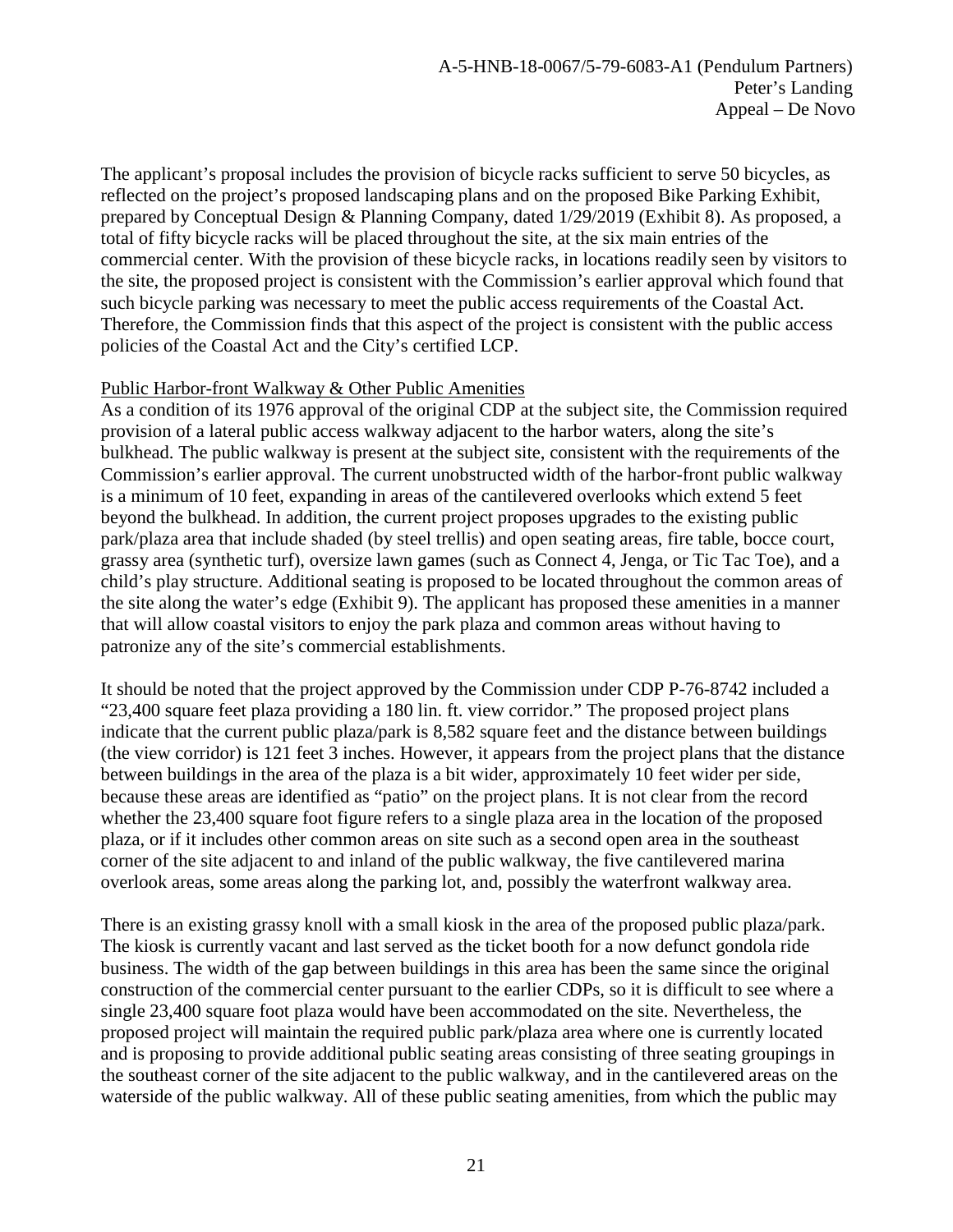The applicant's proposal includes the provision of bicycle racks sufficient to serve 50 bicycles, as reflected on the project's proposed landscaping plans and on the proposed Bike Parking Exhibit, prepared by Conceptual Design & Planning Company, dated 1/29/2019 (Exhibit 8). As proposed, a total of fifty bicycle racks will be placed throughout the site, at the six main entries of the commercial center. With the provision of these bicycle racks, in locations readily seen by visitors to the site, the proposed project is consistent with the Commission's earlier approval which found that such bicycle parking was necessary to meet the public access requirements of the Coastal Act. Therefore, the Commission finds that this aspect of the project is consistent with the public access policies of the Coastal Act and the City's certified LCP.

Public Harbor-front Walkway & Other Public Amenities

As a condition of its 1976 approval of the original CDP at the subject site, the Commission required provision of a lateral public access walkway adjacent to the harbor waters, along the site's bulkhead. The public walkway is present at the subject site, consistent with the requirements of the Commission's earlier approval. The current unobstructed width of the harbor-front public walkway is a minimum of 10 feet, expanding in areas of the cantilevered overlooks which extend 5 feet beyond the bulkhead. In addition, the current project proposes upgrades to the existing public park/plaza area that include shaded (by steel trellis) and open seating areas, fire table, bocce court, grassy area (synthetic turf), oversize lawn games (such as Connect 4, Jenga, or Tic Tac Toe), and a child's play structure. Additional seating is proposed to be located throughout the common areas of the site along the water's edge (Exhibit 9). The applicant has proposed these amenities in a manner that will allow coastal visitors to enjoy the park plaza and common areas without having to patronize any of the site's commercial establishments.

It should be noted that the project approved by the Commission under CDP P-76-8742 included a "23,400 square feet plaza providing a 180 lin. ft. view corridor." The proposed project plans indicate that the current public plaza/park is 8,582 square feet and the distance between buildings (the view corridor) is 121 feet 3 inches. However, it appears from the project plans that the distance between buildings in the area of the plaza is a bit wider, approximately 10 feet wider per side, because these areas are identified as "patio" on the project plans. It is not clear from the record whether the 23,400 square foot figure refers to a single plaza area in the location of the proposed plaza, or if it includes other common areas on site such as a second open area in the southeast corner of the site adjacent to and inland of the public walkway, the five cantilevered marina overlook areas, some areas along the parking lot, and, possibly the waterfront walkway area.

There is an existing grassy knoll with a small kiosk in the area of the proposed public plaza/park. The kiosk is currently vacant and last served as the ticket booth for a now defunct gondola ride business. The width of the gap between buildings in this area has been the same since the original construction of the commercial center pursuant to the earlier CDPs, so it is difficult to see where a single 23,400 square foot plaza would have been accommodated on the site. Nevertheless, the proposed project will maintain the required public park/plaza area where one is currently located and is proposing to provide additional public seating areas consisting of three seating groupings in the southeast corner of the site adjacent to the public walkway, and in the cantilevered areas on the waterside of the public walkway. All of these public seating amenities, from which the public may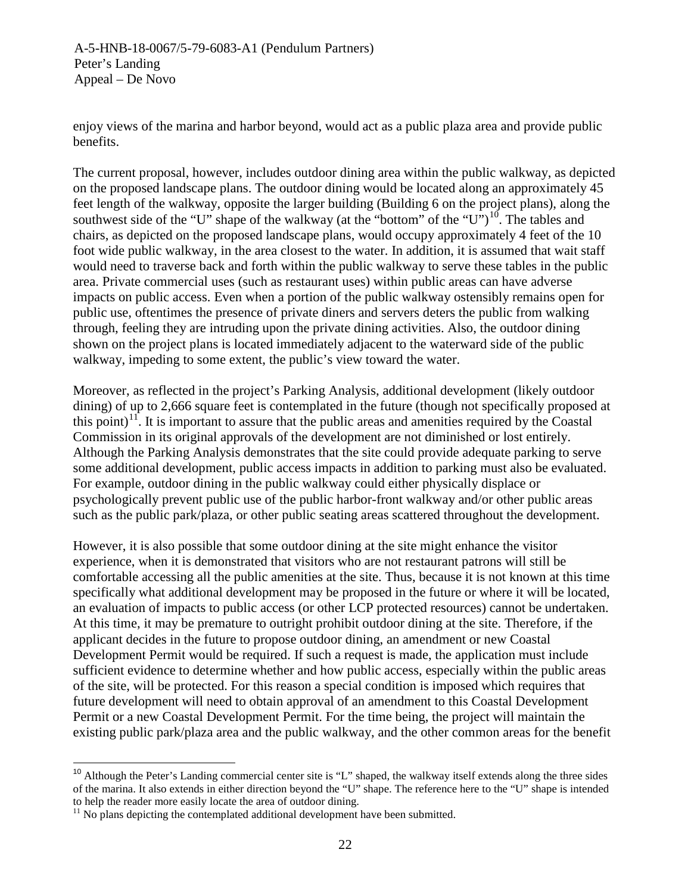enjoy views of the marina and harbor beyond, would act as a public plaza area and provide public benefits.

The current proposal, however, includes outdoor dining area within the public walkway, as depicted on the proposed landscape plans. The outdoor dining would be located along an approximately 45 feet length of the walkway, opposite the larger building (Building 6 on the project plans), along the southwest side of the "U" shape of the walkway (at the "bottom" of the "U")[10]. The tables and chairs, as depicted on the proposed landscape plans, would occupy approximately 4 feet of the 10 foot wide public walkway, in the area closest to the water. In addition, it is assumed that wait staff would need to traverse back and forth within the public walkway to serve these tables in the public area. Private commercial uses (such as restaurant uses) within public areas can have adverse impacts on public access. Even when a portion of the public walkway ostensibly remains open for public use, oftentimes the presence of private diners and servers deters the public from walking through, feeling they are intruding upon the private dining activities. Also, the outdoor dining shown on the project plans is located immediately adjacent to the waterward side of the public walkway, impeding to some extent, the public's view toward the water.

Moreover, as reflected in the project's Parking Analysis, additional development (likely outdoor dining) of up to 2,666 square feet is contemplated in the future (though not specifically proposed at this point)[11]. It is important to assure that the public areas and amenities required by the Coastal Commission in its original approvals of the development are not diminished or lost entirely. Although the Parking Analysis demonstrates that the site could provide adequate parking to serve some additional development, public access impacts in addition to parking must also be evaluated. For example, outdoor dining in the public walkway could either physically displace or psychologically prevent public use of the public harbor-front walkway and/or other public areas such as the public park/plaza, or other public seating areas scattered throughout the development.

However, it is also possible that some outdoor dining at the site might enhance the visitor experience, when it is demonstrated that visitors who are not restaurant patrons will still be comfortable accessing all the public amenities at the site. Thus, because it is not known at this time specifically what additional development may be proposed in the future or where it will be located, an evaluation of impacts to public access (or other LCP protected resources) cannot be undertaken. At this time, it may be premature to outright prohibit outdoor dining at the site. Therefore, if the applicant decides in the future to propose outdoor dining, an amendment or new Coastal Development Permit would be required. If such a request is made, the application must include sufficient evidence to determine whether and how public access, especially within the public areas of the site, will be protected. For this reason a special condition is imposed which requires that future development will need to obtain approval of an amendment to this Coastal Development Permit or a new Coastal Development Permit. For the time being, the project will maintain the existing public park/plaza area and the public walkway, and the other common areas for the benefit

---

[10] Although the Peter's Landing commercial center site is "L" shaped, the walkway itself extends along the three sides of the marina. It also extends in either direction beyond the "U" shape. The reference here to the "U" shape is intended to help the reader more easily locate the area of outdoor dining.

[11] No plans depicting the contemplated additional development have been submitted.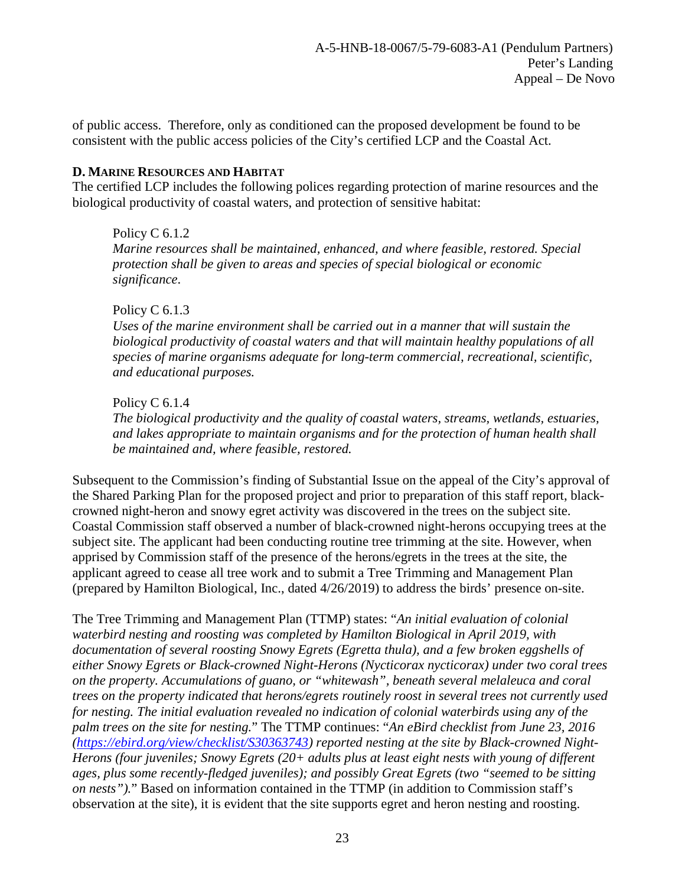of public access. Therefore, only as conditioned can the proposed development be found to be consistent with the public access policies of the City's certified LCP and the Coastal Act.

### D. MARINE RESOURCES AND HABITAT

The certified LCP includes the following polices regarding protection of marine resources and the biological productivity of coastal waters, and protection of sensitive habitat:

> Policy C 6.1.2
> *Marine resources shall be maintained, enhanced, and where feasible, restored. Special protection shall be given to areas and species of special biological or economic significance*.
>
> Policy C 6.1.3
> *Uses of the marine environment shall be carried out in a manner that will sustain the biological productivity of coastal waters and that will maintain healthy populations of all species of marine organisms adequate for long-term commercial, recreational, scientific, and educational purposes.*
>
> Policy C 6.1.4
> *The biological productivity and the quality of coastal waters, streams, wetlands, estuaries, and lakes appropriate to maintain organisms and for the protection of human health shall be maintained and, where feasible, restored.*

Subsequent to the Commission's finding of Substantial Issue on the appeal of the City's approval of the Shared Parking Plan for the proposed project and prior to preparation of this staff report, black-crowned night-heron and snowy egret activity was discovered in the trees on the subject site. Coastal Commission staff observed a number of black-crowned night-herons occupying trees at the subject site. The applicant had been conducting routine tree trimming at the site. However, when apprised by Commission staff of the presence of the herons/egrets in the trees at the site, the applicant agreed to cease all tree work and to submit a Tree Trimming and Management Plan (prepared by Hamilton Biological, Inc., dated 4/26/2019) to address the birds' presence on-site.

The Tree Trimming and Management Plan (TTMP) states: "*An initial evaluation of colonial waterbird nesting and roosting was completed by Hamilton Biological in April 2019, with documentation of several roosting Snowy Egrets (Egretta thula), and a few broken eggshells of either Snowy Egrets or Black-crowned Night-Herons (Nycticorax nycticorax) under two coral trees on the property. Accumulations of guano, or "whitewash", beneath several melaleuca and coral trees on the property indicated that herons/egrets routinely roost in several trees not currently used for nesting. The initial evaluation revealed no indication of colonial waterbirds using any of the palm trees on the site for nesting.*" The TTMP continues: "*An eBird checklist from June 23, 2016 ([https://ebird.org/view/checklist/S30363743](https://ebird.org/view/checklist/S30363743)) reported nesting at the site by Black-crowned Night-Herons (four juveniles; Snowy Egrets (20+ adults plus at least eight nests with young of different ages, plus some recently-fledged juveniles); and possibly Great Egrets (two "seemed to be sitting on nests").*" Based on information contained in the TTMP (in addition to Commission staff's observation at the site), it is evident that the site supports egret and heron nesting and roosting.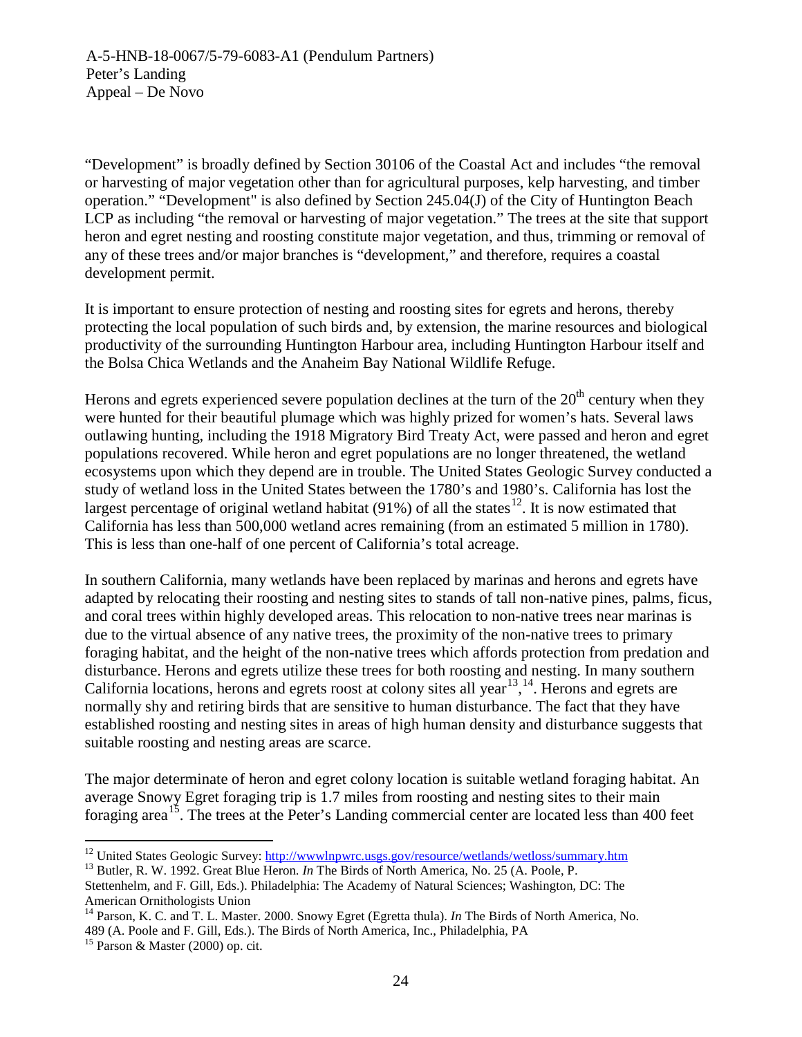"Development" is broadly defined by Section 30106 of the Coastal Act and includes "the removal or harvesting of major vegetation other than for agricultural purposes, kelp harvesting, and timber operation." "Development" is also defined by Section 245.04(J) of the City of Huntington Beach LCP as including "the removal or harvesting of major vegetation." The trees at the site that support heron and egret nesting and roosting constitute major vegetation, and thus, trimming or removal of any of these trees and/or major branches is "development," and therefore, requires a coastal development permit.

It is important to ensure protection of nesting and roosting sites for egrets and herons, thereby protecting the local population of such birds and, by extension, the marine resources and biological productivity of the surrounding Huntington Harbour area, including Huntington Harbour itself and the Bolsa Chica Wetlands and the Anaheim Bay National Wildlife Refuge.

Herons and egrets experienced severe population declines at the turn of the 20th century when they were hunted for their beautiful plumage which was highly prized for women's hats. Several laws outlawing hunting, including the 1918 Migratory Bird Treaty Act, were passed and heron and egret populations recovered. While heron and egret populations are no longer threatened, the wetland ecosystems upon which they depend are in trouble. The United States Geologic Survey conducted a study of wetland loss in the United States between the 1780's and 1980's. California has lost the largest percentage of original wetland habitat (91%) of all the states[12]. It is now estimated that California has less than 500,000 wetland acres remaining (from an estimated 5 million in 1780). This is less than one-half of one percent of California's total acreage.

In southern California, many wetlands have been replaced by marinas and herons and egrets have adapted by relocating their roosting and nesting sites to stands of tall non-native pines, palms, ficus, and coral trees within highly developed areas. This relocation to non-native trees near marinas is due to the virtual absence of any native trees, the proximity of the non-native trees to primary foraging habitat, and the height of the non-native trees which affords protection from predation and disturbance. Herons and egrets utilize these trees for both roosting and nesting. In many southern California locations, herons and egrets roost at colony sites all year[13],[14]. Herons and egrets are normally shy and retiring birds that are sensitive to human disturbance. The fact that they have established roosting and nesting sites in areas of high human density and disturbance suggests that suitable roosting and nesting areas are scarce.

The major determinate of heron and egret colony location is suitable wetland foraging habitat. An average Snowy Egret foraging trip is 1.7 miles from roosting and nesting sites to their main foraging area[15]. The trees at the Peter's Landing commercial center are located less than 400 feet

---

[12] United States Geologic Survey: http://wwwlnpwrc.usgs.gov/resource/wetlands/wetloss/summary.htm

[13] Butler, R. W. 1992. Great Blue Heron. *In* The Birds of North America, No. 25 (A. Poole, P. Stettenhelm, and F. Gill, Eds.). Philadelphia: The Academy of Natural Sciences; Washington, DC: The American Ornithologists Union

[14] Parson, K. C. and T. L. Master. 2000. Snowy Egret (Egretta thula). *In* The Birds of North America, No. 489 (A. Poole and F. Gill, Eds.). The Birds of North America, Inc., Philadelphia, PA

[15] Parson & Master (2000) op. cit.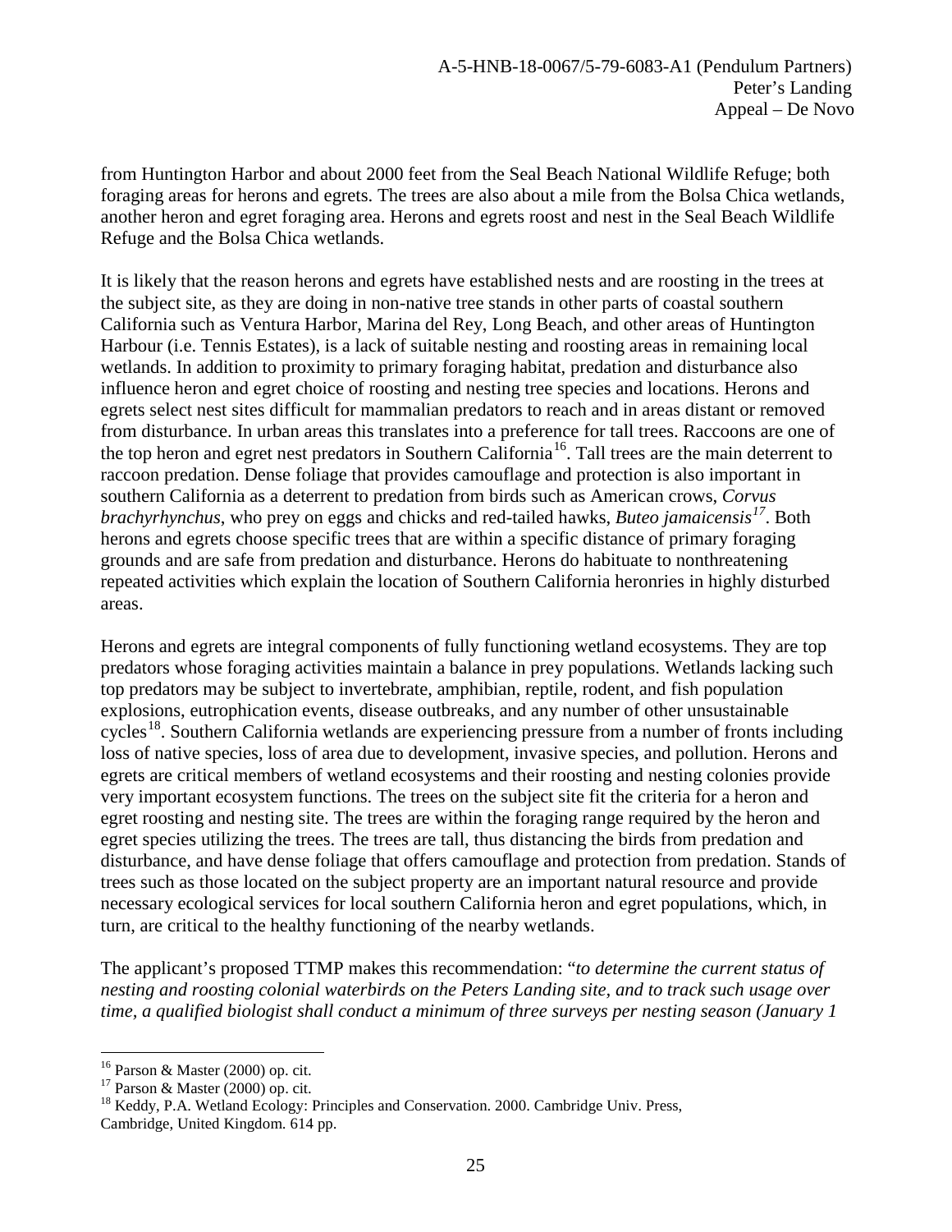from Huntington Harbor and about 2000 feet from the Seal Beach National Wildlife Refuge; both foraging areas for herons and egrets. The trees are also about a mile from the Bolsa Chica wetlands, another heron and egret foraging area. Herons and egrets roost and nest in the Seal Beach Wildlife Refuge and the Bolsa Chica wetlands.

It is likely that the reason herons and egrets have established nests and are roosting in the trees at the subject site, as they are doing in non-native tree stands in other parts of coastal southern California such as Ventura Harbor, Marina del Rey, Long Beach, and other areas of Huntington Harbour (i.e. Tennis Estates), is a lack of suitable nesting and roosting areas in remaining local wetlands. In addition to proximity to primary foraging habitat, predation and disturbance also influence heron and egret choice of roosting and nesting tree species and locations. Herons and egrets select nest sites difficult for mammalian predators to reach and in areas distant or removed from disturbance. In urban areas this translates into a preference for tall trees. Raccoons are one of the top heron and egret nest predators in Southern California[16]. Tall trees are the main deterrent to raccoon predation. Dense foliage that provides camouflage and protection is also important in southern California as a deterrent to predation from birds such as American crows, *Corvus brachyrhynchus*, who prey on eggs and chicks and red-tailed hawks, *Buteo jamaicensis*[17]. Both herons and egrets choose specific trees that are within a specific distance of primary foraging grounds and are safe from predation and disturbance. Herons do habituate to nonthreatening repeated activities which explain the location of Southern California heronries in highly disturbed areas.

Herons and egrets are integral components of fully functioning wetland ecosystems. They are top predators whose foraging activities maintain a balance in prey populations. Wetlands lacking such top predators may be subject to invertebrate, amphibian, reptile, rodent, and fish population explosions, eutrophication events, disease outbreaks, and any number of other unsustainable cycles[18]. Southern California wetlands are experiencing pressure from a number of fronts including loss of native species, loss of area due to development, invasive species, and pollution. Herons and egrets are critical members of wetland ecosystems and their roosting and nesting colonies provide very important ecosystem functions. The trees on the subject site fit the criteria for a heron and egret roosting and nesting site. The trees are within the foraging range required by the heron and egret species utilizing the trees. The trees are tall, thus distancing the birds from predation and disturbance, and have dense foliage that offers camouflage and protection from predation. Stands of trees such as those located on the subject property are an important natural resource and provide necessary ecological services for local southern California heron and egret populations, which, in turn, are critical to the healthy functioning of the nearby wetlands.

The applicant's proposed TTMP makes this recommendation: "*to determine the current status of nesting and roosting colonial waterbirds on the Peters Landing site, and to track such usage over time, a qualified biologist shall conduct a minimum of three surveys per nesting season (January 1*

---

[16] Parson & Master (2000) op. cit.

[17] Parson & Master (2000) op. cit.

[18] Keddy, P.A. Wetland Ecology: Principles and Conservation. 2000. Cambridge Univ. Press, Cambridge, United Kingdom. 614 pp.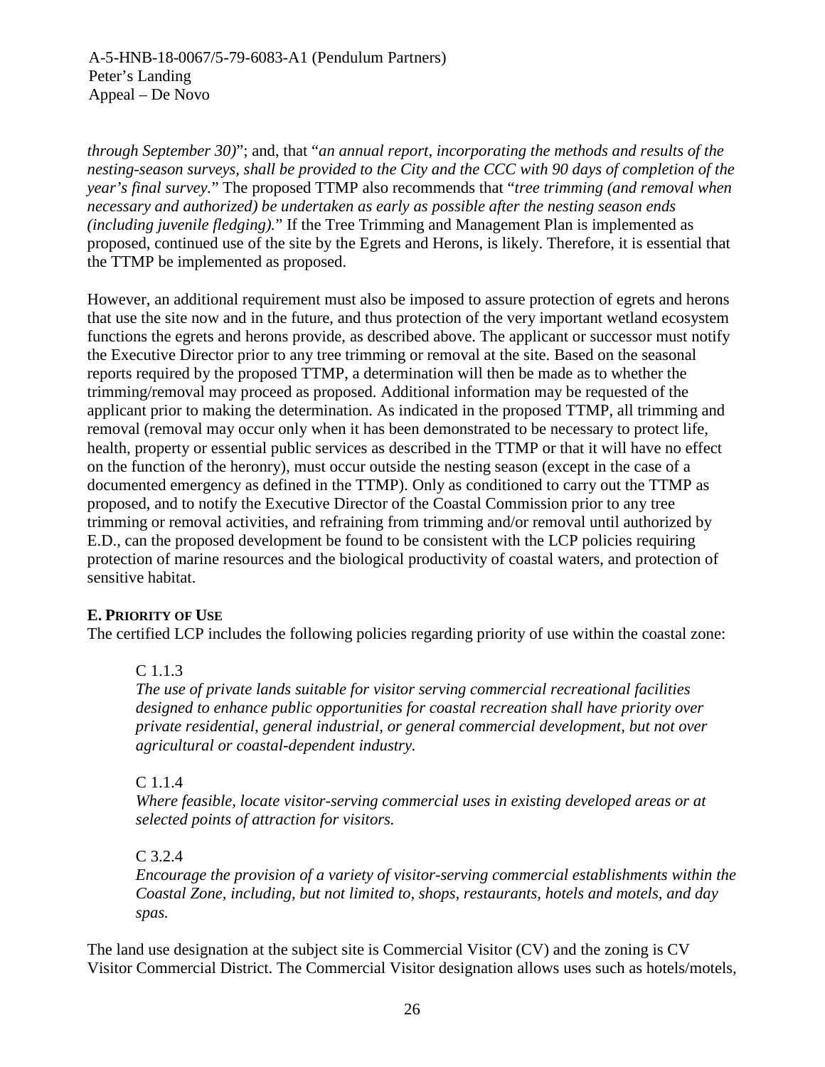*through September 30)*"; and, that "*an annual report, incorporating the methods and results of the nesting-season surveys, shall be provided to the City and the CCC with 90 days of completion of the year's final survey.*" The proposed TTMP also recommends that "*tree trimming (and removal when necessary and authorized) be undertaken as early as possible after the nesting season ends (including juvenile fledging).*" If the Tree Trimming and Management Plan is implemented as proposed, continued use of the site by the Egrets and Herons, is likely. Therefore, it is essential that the TTMP be implemented as proposed.

However, an additional requirement must also be imposed to assure protection of egrets and herons that use the site now and in the future, and thus protection of the very important wetland ecosystem functions the egrets and herons provide, as described above. The applicant or successor must notify the Executive Director prior to any tree trimming or removal at the site. Based on the seasonal reports required by the proposed TTMP, a determination will then be made as to whether the trimming/removal may proceed as proposed. Additional information may be requested of the applicant prior to making the determination. As indicated in the proposed TTMP, all trimming and removal (removal may occur only when it has been demonstrated to be necessary to protect life, health, property or essential public services as described in the TTMP or that it will have no effect on the function of the heronry), must occur outside the nesting season (except in the case of a documented emergency as defined in the TTMP). Only as conditioned to carry out the TTMP as proposed, and to notify the Executive Director of the Coastal Commission prior to any tree trimming or removal activities, and refraining from trimming and/or removal until authorized by E.D., can the proposed development be found to be consistent with the LCP policies requiring protection of marine resources and the biological productivity of coastal waters, and protection of sensitive habitat.

**E. PRIORITY OF USE**

The certified LCP includes the following policies regarding priority of use within the coastal zone:

> C 1.1.3
>
> *The use of private lands suitable for visitor serving commercial recreational facilities designed to enhance public opportunities for coastal recreation shall have priority over private residential, general industrial, or general commercial development, but not over agricultural or coastal-dependent industry.*
>
> C 1.1.4
>
> *Where feasible, locate visitor-serving commercial uses in existing developed areas or at selected points of attraction for visitors.*
>
> C 3.2.4
>
> *Encourage the provision of a variety of visitor-serving commercial establishments within the Coastal Zone, including, but not limited to, shops, restaurants, hotels and motels, and day spas.*

The land use designation at the subject site is Commercial Visitor (CV) and the zoning is CV Visitor Commercial District. The Commercial Visitor designation allows uses such as hotels/motels,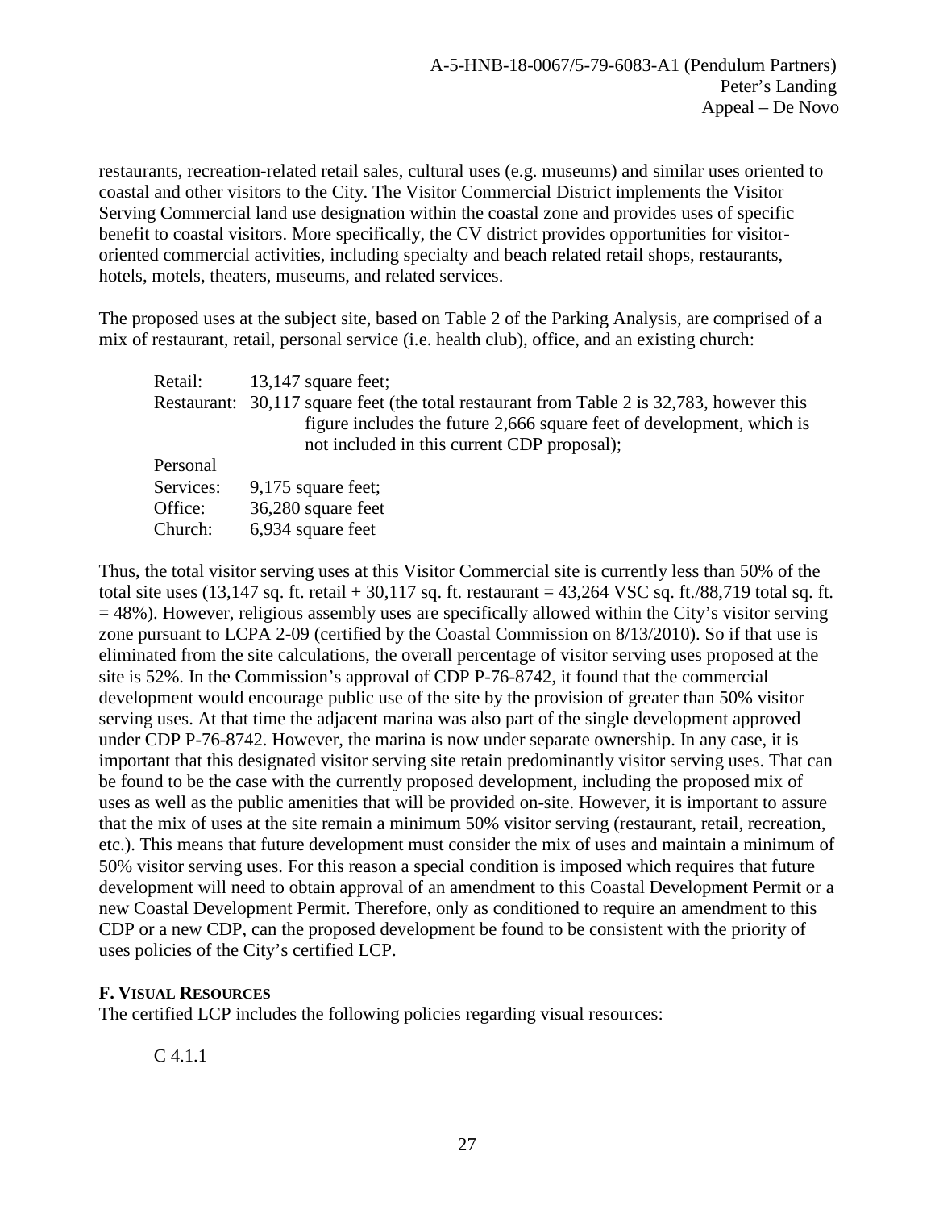restaurants, recreation-related retail sales, cultural uses (e.g. museums) and similar uses oriented to coastal and other visitors to the City. The Visitor Commercial District implements the Visitor Serving Commercial land use designation within the coastal zone and provides uses of specific benefit to coastal visitors. More specifically, the CV district provides opportunities for visitor-oriented commercial activities, including specialty and beach related retail shops, restaurants, hotels, motels, theaters, museums, and related services.

The proposed uses at the subject site, based on Table 2 of the Parking Analysis, are comprised of a mix of restaurant, retail, personal service (i.e. health club), office, and an existing church:

| | |
|---|---|
| Retail: | 13,147 square feet; |
| Restaurant: | 30,117 square feet (the total restaurant from Table 2 is 32,783, however this figure includes the future 2,666 square feet of development, which is not included in this current CDP proposal); |
| Personal Services: | 9,175 square feet; |
| Office: | 36,280 square feet |
| Church: | 6,934 square feet |

Thus, the total visitor serving uses at this Visitor Commercial site is currently less than 50% of the total site uses (13,147 sq. ft. retail + 30,117 sq. ft. restaurant = 43,264 VSC sq. ft./88,719 total sq. ft. = 48%). However, religious assembly uses are specifically allowed within the City's visitor serving zone pursuant to LCPA 2-09 (certified by the Coastal Commission on 8/13/2010). So if that use is eliminated from the site calculations, the overall percentage of visitor serving uses proposed at the site is 52%. In the Commission's approval of CDP P-76-8742, it found that the commercial development would encourage public use of the site by the provision of greater than 50% visitor serving uses. At that time the adjacent marina was also part of the single development approved under CDP P-76-8742. However, the marina is now under separate ownership. In any case, it is important that this designated visitor serving site retain predominantly visitor serving uses. That can be found to be the case with the currently proposed development, including the proposed mix of uses as well as the public amenities that will be provided on-site. However, it is important to assure that the mix of uses at the site remain a minimum 50% visitor serving (restaurant, retail, recreation, etc.). This means that future development must consider the mix of uses and maintain a minimum of 50% visitor serving uses. For this reason a special condition is imposed which requires that future development will need to obtain approval of an amendment to this Coastal Development Permit or a new Coastal Development Permit. Therefore, only as conditioned to require an amendment to this CDP or a new CDP, can the proposed development be found to be consistent with the priority of uses policies of the City's certified LCP.

## F. VISUAL RESOURCES

The certified LCP includes the following policies regarding visual resources:

C 4.1.1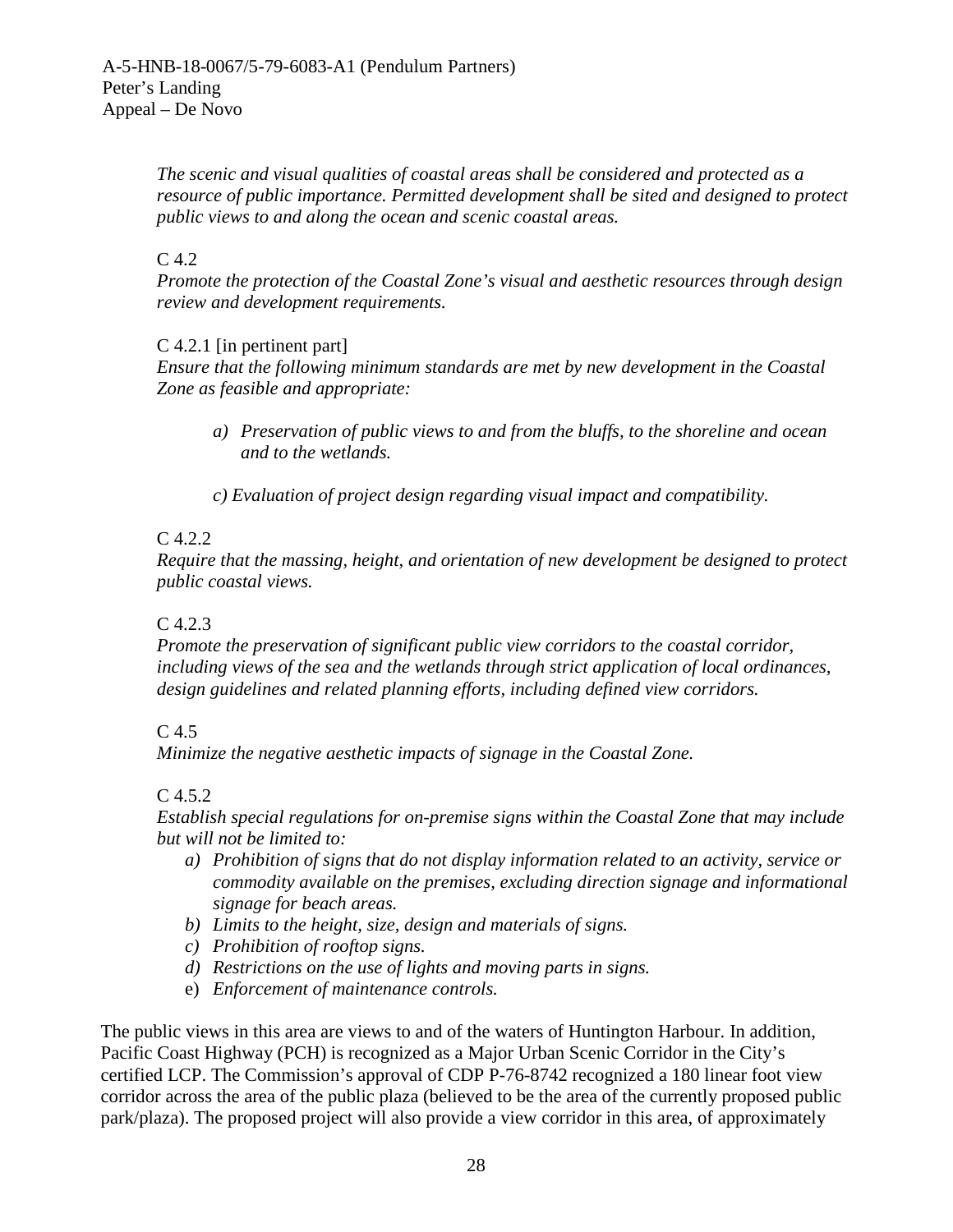*The scenic and visual qualities of coastal areas shall be considered and protected as a resource of public importance. Permitted development shall be sited and designed to protect public views to and along the ocean and scenic coastal areas.*

C 4.2

*Promote the protection of the Coastal Zone's visual and aesthetic resources through design review and development requirements.*

C 4.2.1 [in pertinent part]

*Ensure that the following minimum standards are met by new development in the Coastal Zone as feasible and appropriate:*

> *a) Preservation of public views to and from the bluffs, to the shoreline and ocean and to the wetlands.*
>
> *c) Evaluation of project design regarding visual impact and compatibility.*

C 4.2.2

*Require that the massing, height, and orientation of new development be designed to protect public coastal views.*

C 4.2.3

*Promote the preservation of significant public view corridors to the coastal corridor, including views of the sea and the wetlands through strict application of local ordinances, design guidelines and related planning efforts, including defined view corridors.*

C 4.5

*Minimize the negative aesthetic impacts of signage in the Coastal Zone.*

C 4.5.2

*Establish special regulations for on-premise signs within the Coastal Zone that may include but will not be limited to:*

- *a) Prohibition of signs that do not display information related to an activity, service or commodity available on the premises, excluding direction signage and informational signage for beach areas.*
- *b) Limits to the height, size, design and materials of signs.*
- *c) Prohibition of rooftop signs.*
- *d) Restrictions on the use of lights and moving parts in signs.*
- e) *Enforcement of maintenance controls.*

The public views in this area are views to and of the waters of Huntington Harbour. In addition, Pacific Coast Highway (PCH) is recognized as a Major Urban Scenic Corridor in the City's certified LCP. The Commission's approval of CDP P-76-8742 recognized a 180 linear foot view corridor across the area of the public plaza (believed to be the area of the currently proposed public park/plaza). The proposed project will also provide a view corridor in this area, of approximately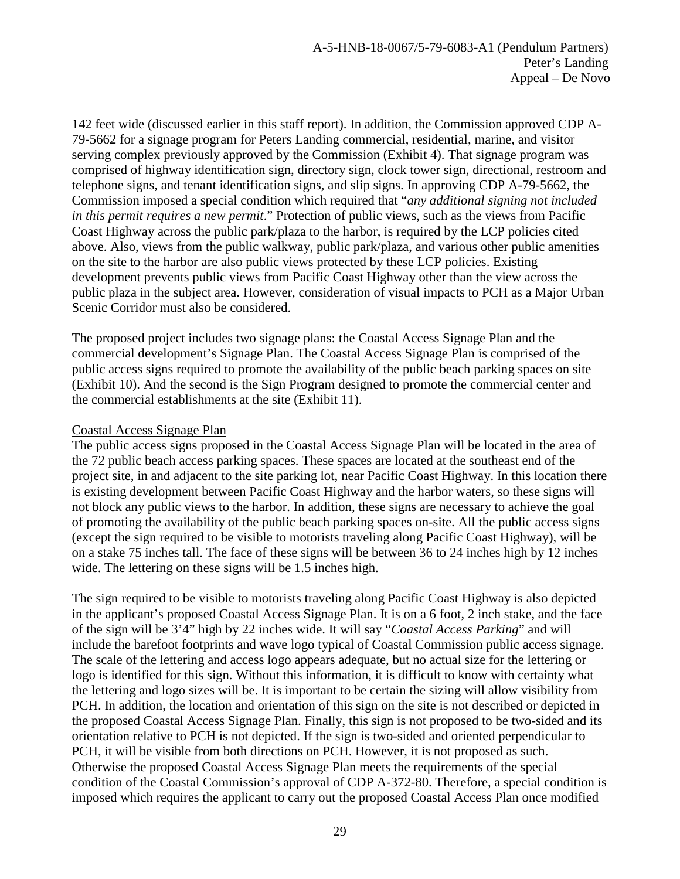142 feet wide (discussed earlier in this staff report). In addition, the Commission approved CDP A-79-5662 for a signage program for Peters Landing commercial, residential, marine, and visitor serving complex previously approved by the Commission (Exhibit 4). That signage program was comprised of highway identification sign, directory sign, clock tower sign, directional, restroom and telephone signs, and tenant identification signs, and slip signs. In approving CDP A-79-5662, the Commission imposed a special condition which required that "*any additional signing not included in this permit requires a new permit*." Protection of public views, such as the views from Pacific Coast Highway across the public park/plaza to the harbor, is required by the LCP policies cited above. Also, views from the public walkway, public park/plaza, and various other public amenities on the site to the harbor are also public views protected by these LCP policies. Existing development prevents public views from Pacific Coast Highway other than the view across the public plaza in the subject area. However, consideration of visual impacts to PCH as a Major Urban Scenic Corridor must also be considered.

The proposed project includes two signage plans: the Coastal Access Signage Plan and the commercial development's Signage Plan. The Coastal Access Signage Plan is comprised of the public access signs required to promote the availability of the public beach parking spaces on site (Exhibit 10). And the second is the Sign Program designed to promote the commercial center and the commercial establishments at the site (Exhibit 11).

<u>Coastal Access Signage Plan</u>

The public access signs proposed in the Coastal Access Signage Plan will be located in the area of the 72 public beach access parking spaces. These spaces are located at the southeast end of the project site, in and adjacent to the site parking lot, near Pacific Coast Highway. In this location there is existing development between Pacific Coast Highway and the harbor waters, so these signs will not block any public views to the harbor. In addition, these signs are necessary to achieve the goal of promoting the availability of the public beach parking spaces on-site. All the public access signs (except the sign required to be visible to motorists traveling along Pacific Coast Highway), will be on a stake 75 inches tall. The face of these signs will be between 36 to 24 inches high by 12 inches wide. The lettering on these signs will be 1.5 inches high.

The sign required to be visible to motorists traveling along Pacific Coast Highway is also depicted in the applicant's proposed Coastal Access Signage Plan. It is on a 6 foot, 2 inch stake, and the face of the sign will be 3'4" high by 22 inches wide. It will say "*Coastal Access Parking*" and will include the barefoot footprints and wave logo typical of Coastal Commission public access signage. The scale of the lettering and access logo appears adequate, but no actual size for the lettering or logo is identified for this sign. Without this information, it is difficult to know with certainty what the lettering and logo sizes will be. It is important to be certain the sizing will allow visibility from PCH. In addition, the location and orientation of this sign on the site is not described or depicted in the proposed Coastal Access Signage Plan. Finally, this sign is not proposed to be two-sided and its orientation relative to PCH is not depicted. If the sign is two-sided and oriented perpendicular to PCH, it will be visible from both directions on PCH. However, it is not proposed as such. Otherwise the proposed Coastal Access Signage Plan meets the requirements of the special condition of the Coastal Commission's approval of CDP A-372-80. Therefore, a special condition is imposed which requires the applicant to carry out the proposed Coastal Access Plan once modified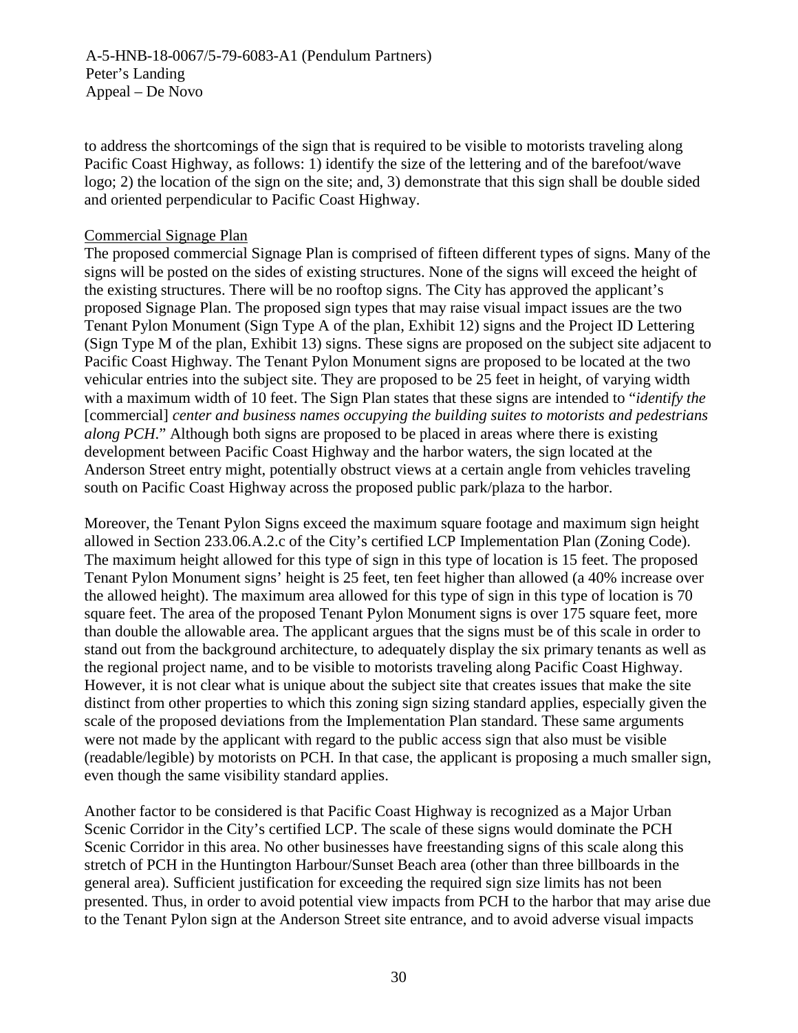to address the shortcomings of the sign that is required to be visible to motorists traveling along Pacific Coast Highway, as follows: 1) identify the size of the lettering and of the barefoot/wave logo; 2) the location of the sign on the site; and, 3) demonstrate that this sign shall be double sided and oriented perpendicular to Pacific Coast Highway.

Commercial Signage Plan

The proposed commercial Signage Plan is comprised of fifteen different types of signs. Many of the signs will be posted on the sides of existing structures. None of the signs will exceed the height of the existing structures. There will be no rooftop signs. The City has approved the applicant's proposed Signage Plan. The proposed sign types that may raise visual impact issues are the two Tenant Pylon Monument (Sign Type A of the plan, Exhibit 12) signs and the Project ID Lettering (Sign Type M of the plan, Exhibit 13) signs. These signs are proposed on the subject site adjacent to Pacific Coast Highway. The Tenant Pylon Monument signs are proposed to be located at the two vehicular entries into the subject site. They are proposed to be 25 feet in height, of varying width with a maximum width of 10 feet. The Sign Plan states that these signs are intended to "*identify the* [commercial] *center and business names occupying the building suites to motorists and pedestrians along PCH*." Although both signs are proposed to be placed in areas where there is existing development between Pacific Coast Highway and the harbor waters, the sign located at the Anderson Street entry might, potentially obstruct views at a certain angle from vehicles traveling south on Pacific Coast Highway across the proposed public park/plaza to the harbor.

Moreover, the Tenant Pylon Signs exceed the maximum square footage and maximum sign height allowed in Section 233.06.A.2.c of the City's certified LCP Implementation Plan (Zoning Code). The maximum height allowed for this type of sign in this type of location is 15 feet. The proposed Tenant Pylon Monument signs' height is 25 feet, ten feet higher than allowed (a 40% increase over the allowed height). The maximum area allowed for this type of sign in this type of location is 70 square feet. The area of the proposed Tenant Pylon Monument signs is over 175 square feet, more than double the allowable area. The applicant argues that the signs must be of this scale in order to stand out from the background architecture, to adequately display the six primary tenants as well as the regional project name, and to be visible to motorists traveling along Pacific Coast Highway. However, it is not clear what is unique about the subject site that creates issues that make the site distinct from other properties to which this zoning sign sizing standard applies, especially given the scale of the proposed deviations from the Implementation Plan standard. These same arguments were not made by the applicant with regard to the public access sign that also must be visible (readable/legible) by motorists on PCH. In that case, the applicant is proposing a much smaller sign, even though the same visibility standard applies.

Another factor to be considered is that Pacific Coast Highway is recognized as a Major Urban Scenic Corridor in the City's certified LCP. The scale of these signs would dominate the PCH Scenic Corridor in this area. No other businesses have freestanding signs of this scale along this stretch of PCH in the Huntington Harbour/Sunset Beach area (other than three billboards in the general area). Sufficient justification for exceeding the required sign size limits has not been presented. Thus, in order to avoid potential view impacts from PCH to the harbor that may arise due to the Tenant Pylon sign at the Anderson Street site entrance, and to avoid adverse visual impacts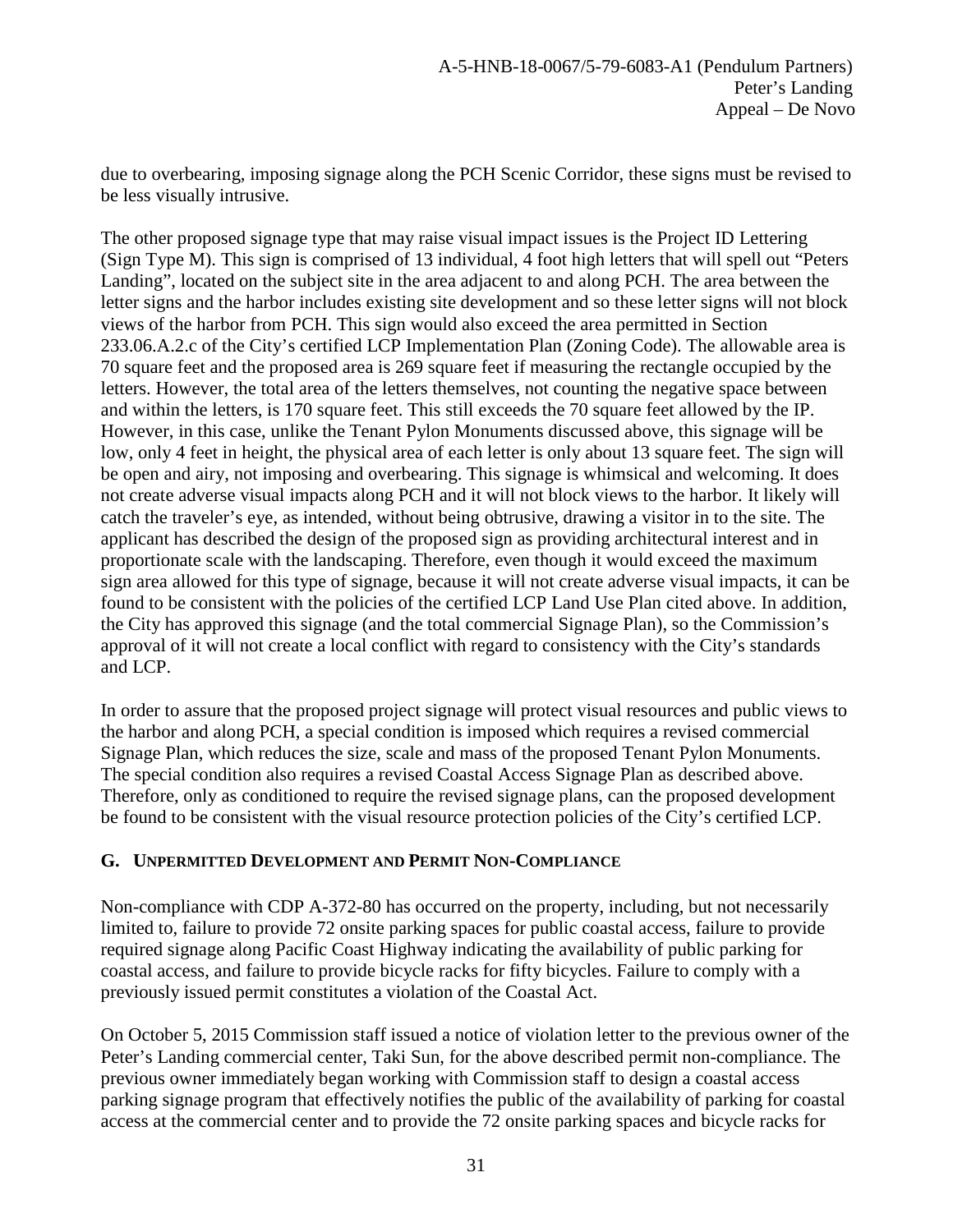due to overbearing, imposing signage along the PCH Scenic Corridor, these signs must be revised to be less visually intrusive.

The other proposed signage type that may raise visual impact issues is the Project ID Lettering (Sign Type M). This sign is comprised of 13 individual, 4 foot high letters that will spell out "Peters Landing", located on the subject site in the area adjacent to and along PCH. The area between the letter signs and the harbor includes existing site development and so these letter signs will not block views of the harbor from PCH. This sign would also exceed the area permitted in Section 233.06.A.2.c of the City's certified LCP Implementation Plan (Zoning Code). The allowable area is 70 square feet and the proposed area is 269 square feet if measuring the rectangle occupied by the letters. However, the total area of the letters themselves, not counting the negative space between and within the letters, is 170 square feet. This still exceeds the 70 square feet allowed by the IP. However, in this case, unlike the Tenant Pylon Monuments discussed above, this signage will be low, only 4 feet in height, the physical area of each letter is only about 13 square feet. The sign will be open and airy, not imposing and overbearing. This signage is whimsical and welcoming. It does not create adverse visual impacts along PCH and it will not block views to the harbor. It likely will catch the traveler's eye, as intended, without being obtrusive, drawing a visitor in to the site. The applicant has described the design of the proposed sign as providing architectural interest and in proportionate scale with the landscaping. Therefore, even though it would exceed the maximum sign area allowed for this type of signage, because it will not create adverse visual impacts, it can be found to be consistent with the policies of the certified LCP Land Use Plan cited above. In addition, the City has approved this signage (and the total commercial Signage Plan), so the Commission's approval of it will not create a local conflict with regard to consistency with the City's standards and LCP.

In order to assure that the proposed project signage will protect visual resources and public views to the harbor and along PCH, a special condition is imposed which requires a revised commercial Signage Plan, which reduces the size, scale and mass of the proposed Tenant Pylon Monuments. The special condition also requires a revised Coastal Access Signage Plan as described above. Therefore, only as conditioned to require the revised signage plans, can the proposed development be found to be consistent with the visual resource protection policies of the City's certified LCP.

## G. Unpermitted Development and Permit Non-Compliance

Non-compliance with CDP A-372-80 has occurred on the property, including, but not necessarily limited to, failure to provide 72 onsite parking spaces for public coastal access, failure to provide required signage along Pacific Coast Highway indicating the availability of public parking for coastal access, and failure to provide bicycle racks for fifty bicycles. Failure to comply with a previously issued permit constitutes a violation of the Coastal Act.

On October 5, 2015 Commission staff issued a notice of violation letter to the previous owner of the Peter's Landing commercial center, Taki Sun, for the above described permit non-compliance. The previous owner immediately began working with Commission staff to design a coastal access parking signage program that effectively notifies the public of the availability of parking for coastal access at the commercial center and to provide the 72 onsite parking spaces and bicycle racks for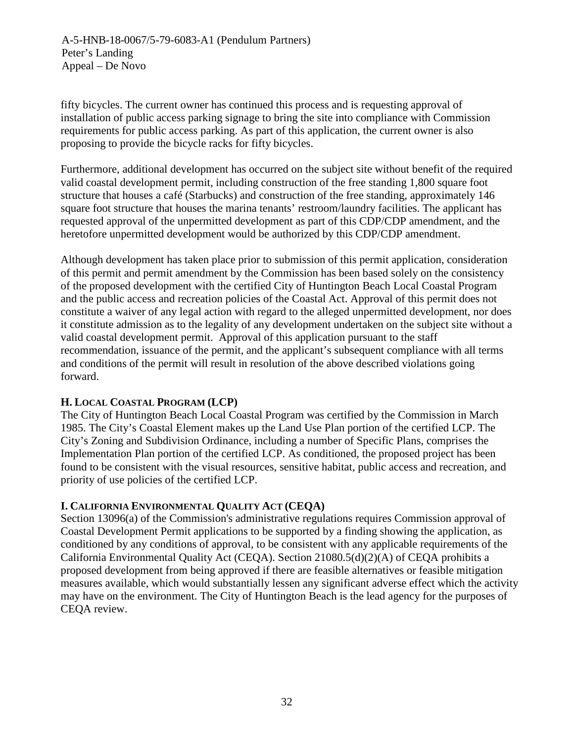fifty bicycles. The current owner has continued this process and is requesting approval of installation of public access parking signage to bring the site into compliance with Commission requirements for public access parking. As part of this application, the current owner is also proposing to provide the bicycle racks for fifty bicycles.

Furthermore, additional development has occurred on the subject site without benefit of the required valid coastal development permit, including construction of the free standing 1,800 square foot structure that houses a café (Starbucks) and construction of the free standing, approximately 146 square foot structure that houses the marina tenants' restroom/laundry facilities. The applicant has requested approval of the unpermitted development as part of this CDP/CDP amendment, and the heretofore unpermitted development would be authorized by this CDP/CDP amendment.

Although development has taken place prior to submission of this permit application, consideration of this permit and permit amendment by the Commission has been based solely on the consistency of the proposed development with the certified City of Huntington Beach Local Coastal Program and the public access and recreation policies of the Coastal Act. Approval of this permit does not constitute a waiver of any legal action with regard to the alleged unpermitted development, nor does it constitute admission as to the legality of any development undertaken on the subject site without a valid coastal development permit. Approval of this application pursuant to the staff recommendation, issuance of the permit, and the applicant's subsequent compliance with all terms and conditions of the permit will result in resolution of the above described violations going forward.

### H. Local Coastal Program (LCP)

The City of Huntington Beach Local Coastal Program was certified by the Commission in March 1985. The City's Coastal Element makes up the Land Use Plan portion of the certified LCP. The City's Zoning and Subdivision Ordinance, including a number of Specific Plans, comprises the Implementation Plan portion of the certified LCP. As conditioned, the proposed project has been found to be consistent with the visual resources, sensitive habitat, public access and recreation, and priority of use policies of the certified LCP.

### I. California Environmental Quality Act (CEQA)

Section 13096(a) of the Commission's administrative regulations requires Commission approval of Coastal Development Permit applications to be supported by a finding showing the application, as conditioned by any conditions of approval, to be consistent with any applicable requirements of the California Environmental Quality Act (CEQA). Section 21080.5(d)(2)(A) of CEQA prohibits a proposed development from being approved if there are feasible alternatives or feasible mitigation measures available, which would substantially lessen any significant adverse effect which the activity may have on the environment. The City of Huntington Beach is the lead agency for the purposes of CEQA review.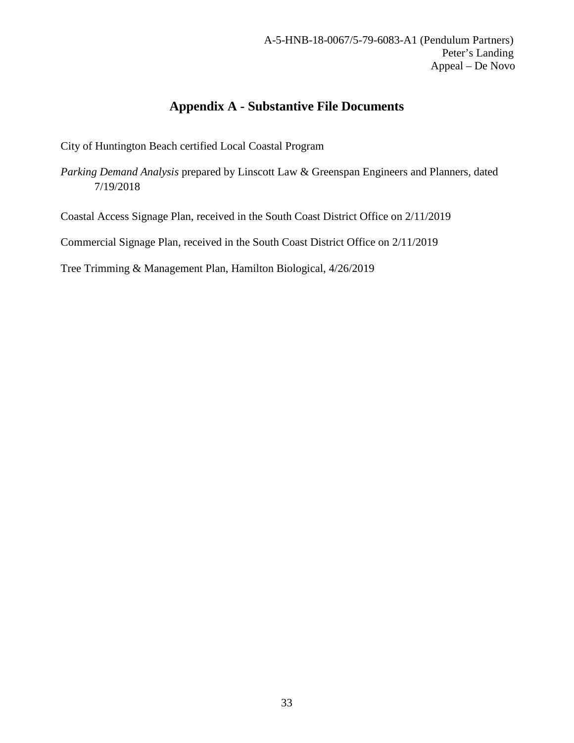# Appendix A - Substantive File Documents

City of Huntington Beach certified Local Coastal Program

*Parking Demand Analysis* prepared by Linscott Law & Greenspan Engineers and Planners, dated 7/19/2018

Coastal Access Signage Plan, received in the South Coast District Office on 2/11/2019

Commercial Signage Plan, received in the South Coast District Office on 2/11/2019

Tree Trimming & Management Plan, Hamilton Biological, 4/26/2019